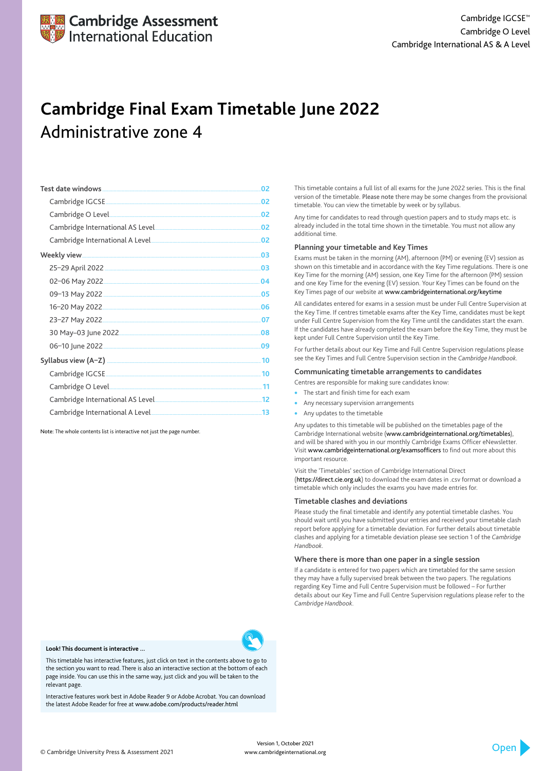Cambridge IGCSE™
Cambridge O Level
Cambridge International AS & A Level

# Cambridge Final Exam Timetable June 2022
## Administrative zone 4

| | |
|---|---|
| Test date windows | 02 |
| Cambridge IGCSE | 02 |
| Cambridge O Level | 02 |
| Cambridge International AS Level | 02 |
| Cambridge International A Level | 02 |
| Weekly view | 03 |
| 25–29 April 2022 | 03 |
| 02–06 May 2022 | 04 |
| 09–13 May 2022 | 05 |
| 16–20 May 2022 | 06 |
| 23–27 May 2022 | 07 |
| 30 May–03 June 2022 | 08 |
| 06–10 June 2022 | 09 |
| Syllabus view (A–Z) | 10 |
| Cambridge IGCSE | 10 |
| Cambridge O Level | 11 |
| Cambridge International AS Level | 12 |
| Cambridge International A Level | 13 |

Note: The whole contents list is interactive not just the page number.

This timetable contains a full list of all exams for the June 2022 series. This is the final version of the timetable. Please note there may be some changes from the provisional timetable. You can view the timetable by week or by syllabus.

Any time for candidates to read through question papers and to study maps etc. is already included in the total time shown in the timetable. You must not allow any additional time.

### Planning your timetable and Key Times

Exams must be taken in the morning (AM), afternoon (PM) or evening (EV) session as shown on this timetable and in accordance with the Key Time regulations. There is one Key Time for the morning (AM) session, one Key Time for the afternoon (PM) session and one Key Time for the evening (EV) session. Your Key Times can be found on the Key Times page of our website at www.cambridgeinternational.org/keytime

All candidates entered for exams in a session must be under Full Centre Supervision at the Key Time. If centres timetable exams after the Key Time, candidates must be kept under Full Centre Supervision from the Key Time until the candidates start the exam. If the candidates have already completed the exam before the Key Time, they must be kept under Full Centre Supervision until the Key Time.

For further details about our Key Time and Full Centre Supervision regulations please see the Key Times and Full Centre Supervision section in the *Cambridge Handbook*.

### Communicating timetable arrangements to candidates

Centres are responsible for making sure candidates know:

- The start and finish time for each exam
- Any necessary supervision arrangements
- Any updates to the timetable

Any updates to this timetable will be published on the timetables page of the Cambridge International website (www.cambridgeinternational.org/timetables), and will be shared with you in our monthly Cambridge Exams Officer eNewsletter. Visit www.cambridgeinternational.org/examsofficers to find out more about this important resource.

Visit the 'Timetables' section of Cambridge International Direct (https://direct.cie.org.uk) to download the exam dates in .csv format or download a timetable which only includes the exams you have made entries for.

### Timetable clashes and deviations

Please study the final timetable and identify any potential timetable clashes. You should wait until you have submitted your entries and received your timetable clash report before applying for a timetable deviation. For further details about timetable clashes and applying for a timetable deviation please see section 1 of the *Cambridge Handbook*.

### Where there is more than one paper in a single session

If a candidate is entered for two papers which are timetabled for the same session they may have a fully supervised break between the two papers. The regulations regarding Key Time and Full Centre Supervision must be followed – For further details about our Key Time and Full Centre Supervision regulations please refer to the *Cambridge Handbook*.

**Look! This document is interactive ...**

This timetable has interactive features, just click on text in the contents above to go to the section you want to read. There is also an interactive section at the bottom of each page inside. You can use this in the same way, just click and you will be taken to the relevant page.

Interactive features work best in Adobe Reader 9 or Adobe Acrobat. You can download the latest Adobe Reader for free at www.adobe.com/products/reader.html

© Cambridge University Press & Assessment 2021

Version 1, October 2021
www.cambridgeinternational.org

Open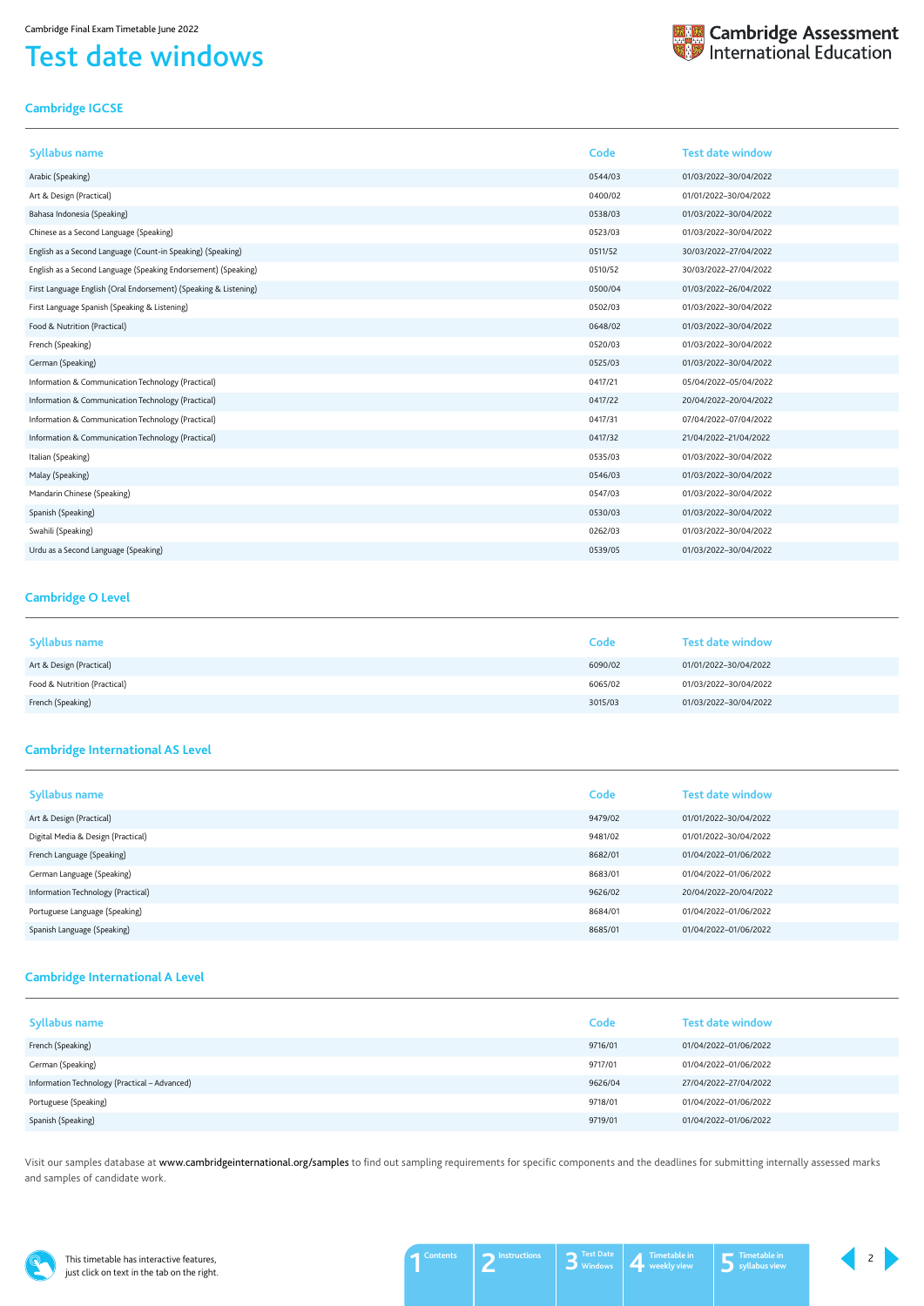# Test date windows

## Cambridge IGCSE

| Syllabus name | Code | Test date window |
|---|---|---|
| Arabic (Speaking) | 0544/03 | 01/03/2022–30/04/2022 |
| Art & Design (Practical) | 0400/02 | 01/01/2022–30/04/2022 |
| Bahasa Indonesia (Speaking) | 0538/03 | 01/03/2022–30/04/2022 |
| Chinese as a Second Language (Speaking) | 0523/03 | 01/03/2022–30/04/2022 |
| English as a Second Language (Count-in Speaking) (Speaking) | 0511/52 | 30/03/2022–27/04/2022 |
| English as a Second Language (Speaking Endorsement) (Speaking) | 0510/52 | 30/03/2022–27/04/2022 |
| First Language English (Oral Endorsement) (Speaking & Listening) | 0500/04 | 01/03/2022–26/04/2022 |
| First Language Spanish (Speaking & Listening) | 0502/03 | 01/03/2022–30/04/2022 |
| Food & Nutrition (Practical) | 0648/02 | 01/03/2022–30/04/2022 |
| French (Speaking) | 0520/03 | 01/03/2022–30/04/2022 |
| German (Speaking) | 0525/03 | 01/03/2022–30/04/2022 |
| Information & Communication Technology (Practical) | 0417/21 | 05/04/2022–05/04/2022 |
| Information & Communication Technology (Practical) | 0417/22 | 20/04/2022–20/04/2022 |
| Information & Communication Technology (Practical) | 0417/31 | 07/04/2022–07/04/2022 |
| Information & Communication Technology (Practical) | 0417/32 | 21/04/2022–21/04/2022 |
| Italian (Speaking) | 0535/03 | 01/03/2022–30/04/2022 |
| Malay (Speaking) | 0546/03 | 01/03/2022–30/04/2022 |
| Mandarin Chinese (Speaking) | 0547/03 | 01/03/2022–30/04/2022 |
| Spanish (Speaking) | 0530/03 | 01/03/2022–30/04/2022 |
| Swahili (Speaking) | 0262/03 | 01/03/2022–30/04/2022 |
| Urdu as a Second Language (Speaking) | 0539/05 | 01/03/2022–30/04/2022 |

## Cambridge O Level

| Syllabus name | Code | Test date window |
|---|---|---|
| Art & Design (Practical) | 6090/02 | 01/01/2022–30/04/2022 |
| Food & Nutrition (Practical) | 6065/02 | 01/03/2022–30/04/2022 |
| French (Speaking) | 3015/03 | 01/03/2022–30/04/2022 |

## Cambridge International AS Level

| Syllabus name | Code | Test date window |
|---|---|---|
| Art & Design (Practical) | 9479/02 | 01/01/2022–30/04/2022 |
| Digital Media & Design (Practical) | 9481/02 | 01/01/2022–30/04/2022 |
| French Language (Speaking) | 8682/01 | 01/04/2022–01/06/2022 |
| German Language (Speaking) | 8683/01 | 01/04/2022–01/06/2022 |
| Information Technology (Practical) | 9626/02 | 20/04/2022–20/04/2022 |
| Portuguese Language (Speaking) | 8684/01 | 01/04/2022–01/06/2022 |
| Spanish Language (Speaking) | 8685/01 | 01/04/2022–01/06/2022 |

## Cambridge International A Level

| Syllabus name | Code | Test date window |
|---|---|---|
| French (Speaking) | 9716/01 | 01/04/2022–01/06/2022 |
| German (Speaking) | 9717/01 | 01/04/2022–01/06/2022 |
| Information Technology (Practical – Advanced) | 9626/04 | 27/04/2022–27/04/2022 |
| Portuguese (Speaking) | 9718/01 | 01/04/2022–01/06/2022 |
| Spanish (Speaking) | 9719/01 | 01/04/2022–01/06/2022 |

Visit our samples database at www.cambridgeinternational.org/samples to find out sampling requirements for specific components and the deadlines for submitting internally assessed marks and samples of candidate work.

This timetable has interactive features, just click on text in the tab on the right.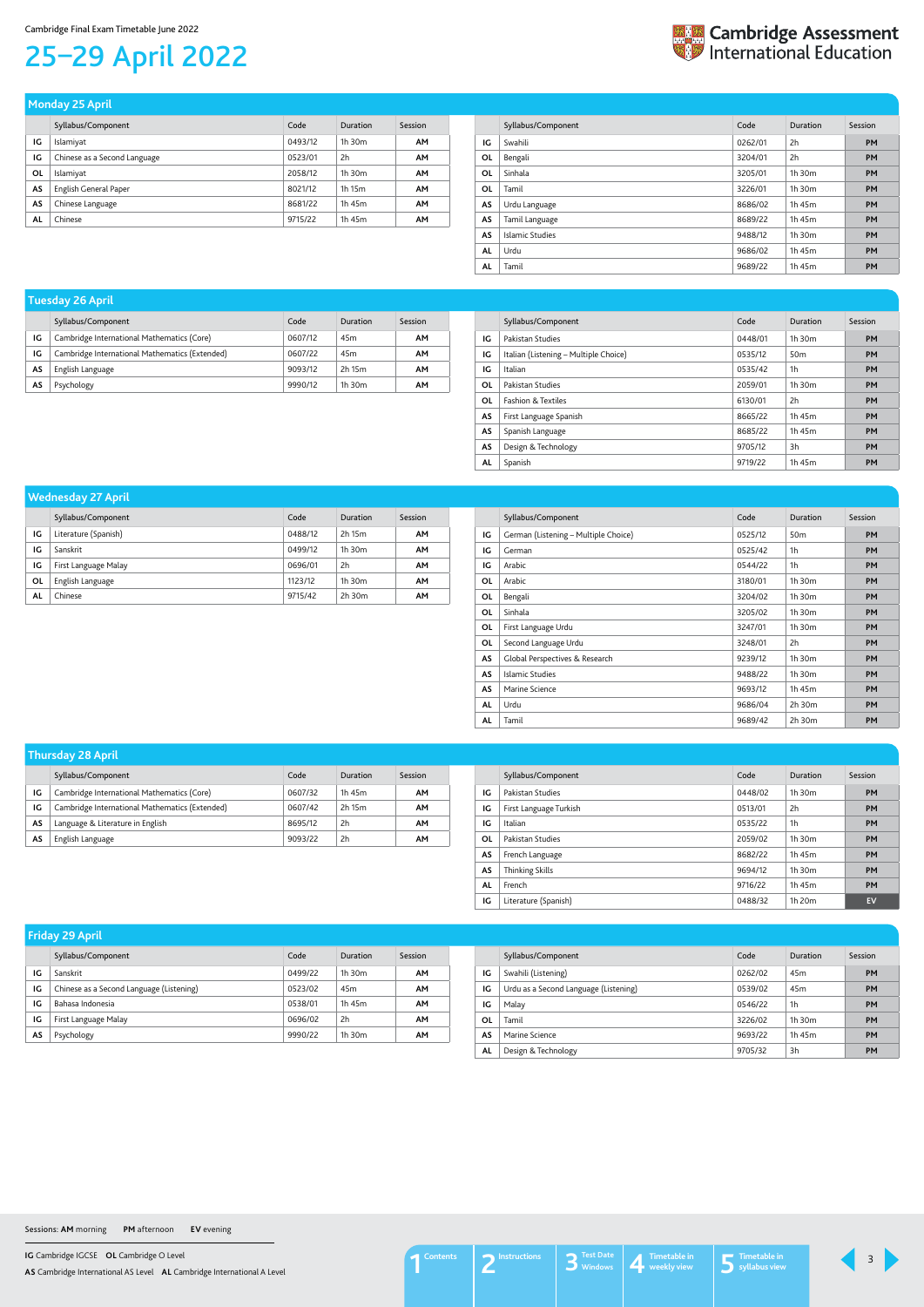Cambridge Final Exam Timetable June 2022

# 25–29 April 2022

## Monday 25 April

| | Syllabus/Component | Code | Duration | Session |
|---|---|---|---|---|
| IG | Islamiyat | 0493/12 | 1h 30m | AM |
| IG | Chinese as a Second Language | 0523/01 | 2h | AM |
| OL | Islamiyat | 2058/12 | 1h 30m | AM |
| AS | English General Paper | 8021/12 | 1h 15m | AM |
| AS | Chinese Language | 8681/22 | 1h 45m | AM |
| AL | Chinese | 9715/22 | 1h 45m | AM |
| IG | Swahili | 0262/01 | 2h | PM |
| OL | Bengali | 3204/01 | 2h | PM |
| OL | Sinhala | 3205/01 | 1h 30m | PM |
| OL | Tamil | 3226/01 | 1h 30m | PM |
| AS | Urdu Language | 8686/02 | 1h 45m | PM |
| AS | Tamil Language | 8689/22 | 1h 45m | PM |
| AS | Islamic Studies | 9488/12 | 1h 30m | PM |
| AL | Urdu | 9686/02 | 1h 45m | PM |
| AL | Tamil | 9689/22 | 1h 45m | PM |

## Tuesday 26 April

| | Syllabus/Component | Code | Duration | Session |
|---|---|---|---|---|
| IG | Cambridge International Mathematics (Core) | 0607/12 | 45m | AM |
| IG | Cambridge International Mathematics (Extended) | 0607/22 | 45m | AM |
| AS | English Language | 9093/12 | 2h 15m | AM |
| AS | Psychology | 9990/12 | 1h 30m | AM |
| IG | Pakistan Studies | 0448/01 | 1h 30m | PM |
| IG | Italian (Listening – Multiple Choice) | 0535/12 | 50m | PM |
| IG | Italian | 0535/42 | 1h | PM |
| OL | Pakistan Studies | 2059/01 | 1h 30m | PM |
| OL | Fashion & Textiles | 6130/01 | 2h | PM |
| AS | First Language Spanish | 8665/22 | 1h 45m | PM |
| AS | Spanish Language | 8685/22 | 1h 45m | PM |
| AS | Design & Technology | 9705/12 | 3h | PM |
| AL | Spanish | 9719/22 | 1h 45m | PM |

## Wednesday 27 April

| | Syllabus/Component | Code | Duration | Session |
|---|---|---|---|---|
| IG | Literature (Spanish) | 0488/12 | 2h 15m | AM |
| IG | Sanskrit | 0499/12 | 1h 30m | AM |
| IG | First Language Malay | 0696/01 | 2h | AM |
| OL | English Language | 1123/12 | 1h 30m | AM |
| AL | Chinese | 9715/42 | 2h 30m | AM |
| IG | German (Listening – Multiple Choice) | 0525/12 | 50m | PM |
| IG | German | 0525/42 | 1h | PM |
| IG | Arabic | 0544/22 | 1h | PM |
| OL | Arabic | 3180/01 | 1h 30m | PM |
| OL | Bengali | 3204/02 | 1h 30m | PM |
| OL | Sinhala | 3205/02 | 1h 30m | PM |
| OL | First Language Urdu | 3247/01 | 1h 30m | PM |
| OL | Second Language Urdu | 3248/01 | 2h | PM |
| AS | Global Perspectives & Research | 9239/12 | 1h 30m | PM |
| AS | Islamic Studies | 9488/22 | 1h 30m | PM |
| AS | Marine Science | 9693/12 | 1h 45m | PM |
| AL | Urdu | 9686/04 | 2h 30m | PM |
| AL | Tamil | 9689/42 | 2h 30m | PM |

## Thursday 28 April

| | Syllabus/Component | Code | Duration | Session |
|---|---|---|---|---|
| IG | Cambridge International Mathematics (Core) | 0607/32 | 1h 45m | AM |
| IG | Cambridge International Mathematics (Extended) | 0607/42 | 2h 15m | AM |
| AS | Language & Literature in English | 8695/12 | 2h | AM |
| AS | English Language | 9093/22 | 2h | AM |
| IG | Pakistan Studies | 0448/02 | 1h 30m | PM |
| IG | First Language Turkish | 0513/01 | 2h | PM |
| IG | Italian | 0535/22 | 1h | PM |
| OL | Pakistan Studies | 2059/02 | 1h 30m | PM |
| AS | French Language | 8682/22 | 1h 45m | PM |
| AS | Thinking Skills | 9694/12 | 1h 30m | PM |
| AL | French | 9716/22 | 1h 45m | PM |
| IG | Literature (Spanish) | 0488/32 | 1h 20m | EV |

## Friday 29 April

| | Syllabus/Component | Code | Duration | Session |
|---|---|---|---|---|
| IG | Sanskrit | 0499/22 | 1h 30m | AM |
| IG | Chinese as a Second Language (Listening) | 0523/02 | 45m | AM |
| IG | Bahasa Indonesia | 0538/01 | 1h 45m | AM |
| IG | First Language Malay | 0696/02 | 2h | AM |
| AS | Psychology | 9990/22 | 1h 30m | AM |
| IG | Swahili (Listening) | 0262/02 | 45m | PM |
| IG | Urdu as a Second Language (Listening) | 0539/02 | 45m | PM |
| IG | Malay | 0546/22 | 1h | PM |
| OL | Tamil | 3226/02 | 1h 30m | PM |
| AS | Marine Science | 9693/22 | 1h 45m | PM |
| AL | Design & Technology | 9705/32 | 3h | PM |

Sessions: **AM** morning **PM** afternoon **EV** evening

**IG** Cambridge IGCSE **OL** Cambridge O Level
**AS** Cambridge International AS Level **AL** Cambridge International A Level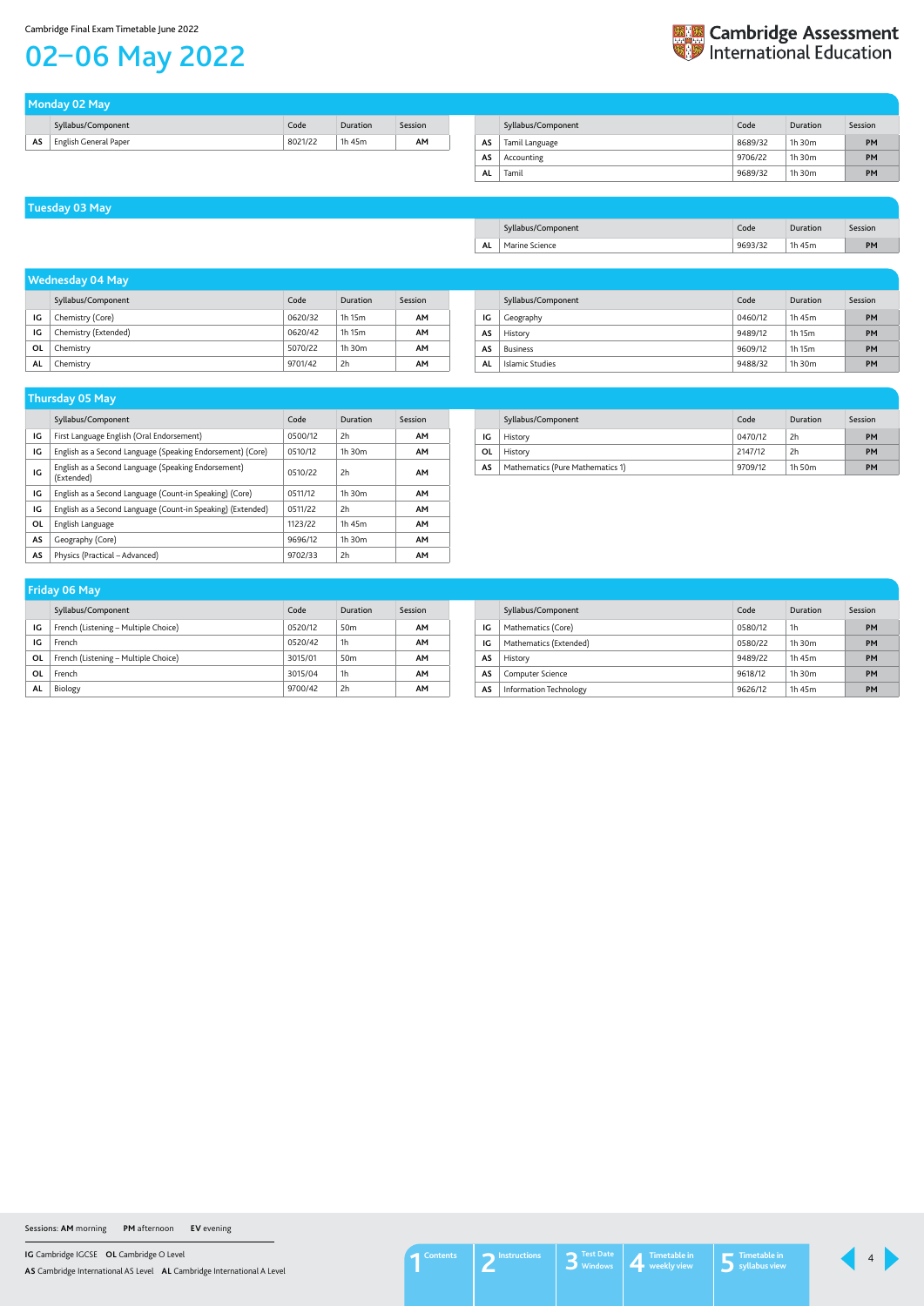Cambridge Final Exam Timetable June 2022

# 02–06 May 2022

## Monday 02 May

| | Syllabus/Component | Code | Duration | Session |
|---|---|---|---|---|
| AS | English General Paper | 8021/22 | 1h 45m | AM |

| | Syllabus/Component | Code | Duration | Session |
|---|---|---|---|---|
| AS | Tamil Language | 8689/32 | 1h 30m | PM |
| AS | Accounting | 9706/22 | 1h 30m | PM |
| AL | Tamil | 9689/32 | 1h 30m | PM |

## Tuesday 03 May

| | Syllabus/Component | Code | Duration | Session |
|---|---|---|---|---|
| AL | Marine Science | 9693/32 | 1h 45m | PM |

## Wednesday 04 May

| | Syllabus/Component | Code | Duration | Session |
|---|---|---|---|---|
| IG | Chemistry (Core) | 0620/32 | 1h 15m | AM |
| IG | Chemistry (Extended) | 0620/42 | 1h 15m | AM |
| OL | Chemistry | 5070/22 | 1h 30m | AM |
| AL | Chemistry | 9701/42 | 2h | AM |

| | Syllabus/Component | Code | Duration | Session |
|---|---|---|---|---|
| IG | Geography | 0460/12 | 1h 45m | PM |
| AS | History | 9489/12 | 1h 15m | PM |
| AS | Business | 9609/12 | 1h 15m | PM |
| AL | Islamic Studies | 9488/32 | 1h 30m | PM |

## Thursday 05 May

| | Syllabus/Component | Code | Duration | Session |
|---|---|---|---|---|
| IG | First Language English (Oral Endorsement) | 0500/12 | 2h | AM |
| IG | English as a Second Language (Speaking Endorsement) (Core) | 0510/12 | 1h 30m | AM |
| IG | English as a Second Language (Speaking Endorsement) (Extended) | 0510/22 | 2h | AM |
| IG | English as a Second Language (Count-in Speaking) (Core) | 0511/12 | 1h 30m | AM |
| IG | English as a Second Language (Count-in Speaking) (Extended) | 0511/22 | 2h | AM |
| OL | English Language | 1123/22 | 1h 45m | AM |
| AS | Geography (Core) | 9696/12 | 1h 30m | AM |
| AS | Physics (Practical – Advanced) | 9702/33 | 2h | AM |

| | Syllabus/Component | Code | Duration | Session |
|---|---|---|---|---|
| IG | History | 0470/12 | 2h | PM |
| OL | History | 2147/12 | 2h | PM |
| AS | Mathematics (Pure Mathematics 1) | 9709/12 | 1h 50m | PM |

## Friday 06 May

| | Syllabus/Component | Code | Duration | Session |
|---|---|---|---|---|
| IG | French (Listening – Multiple Choice) | 0520/12 | 50m | AM |
| IG | French | 0520/42 | 1h | AM |
| OL | French (Listening – Multiple Choice) | 3015/01 | 50m | AM |
| OL | French | 3015/04 | 1h | AM |
| AL | Biology | 9700/42 | 2h | AM |

| | Syllabus/Component | Code | Duration | Session |
|---|---|---|---|---|
| IG | Mathematics (Core) | 0580/12 | 1h | PM |
| IG | Mathematics (Extended) | 0580/22 | 1h 30m | PM |
| AS | History | 9489/22 | 1h 45m | PM |
| AS | Computer Science | 9618/12 | 1h 30m | PM |
| AS | Information Technology | 9626/12 | 1h 45m | PM |

Sessions: **AM** morning **PM** afternoon **EV** evening

**IG** Cambridge IGCSE **OL** Cambridge O Level
**AS** Cambridge International AS Level **AL** Cambridge International A Level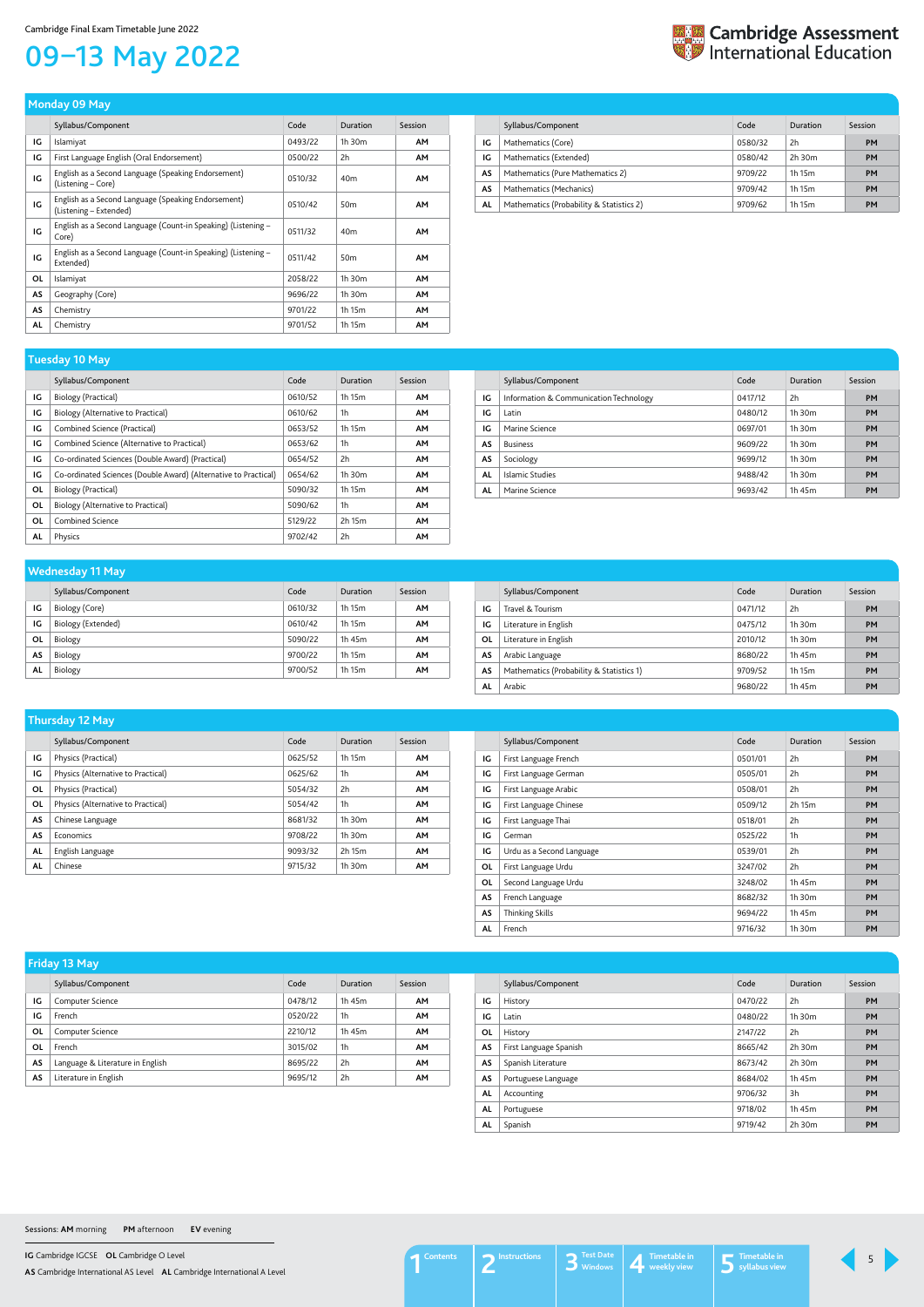Cambridge Final Exam Timetable June 2022

# 09–13 May 2022

Cambridge Assessment International Education

## Monday 09 May

| | Syllabus/Component | Code | Duration | Session |
|---|---|---|---|---|
| IG | Islamiyat | 0493/22 | 1h 30m | AM |
| IG | First Language English (Oral Endorsement) | 0500/22 | 2h | AM |
| IG | English as a Second Language (Speaking Endorsement) (Listening – Core) | 0510/32 | 40m | AM |
| IG | English as a Second Language (Speaking Endorsement) (Listening – Extended) | 0510/42 | 50m | AM |
| IG | English as a Second Language (Count-in Speaking) (Listening – Core) | 0511/32 | 40m | AM |
| IG | English as a Second Language (Count-in Speaking) (Listening – Extended) | 0511/42 | 50m | AM |
| OL | Islamiyat | 2058/22 | 1h 30m | AM |
| AS | Geography (Core) | 9696/22 | 1h 30m | AM |
| AS | Chemistry | 9701/22 | 1h 15m | AM |
| AL | Chemistry | 9701/52 | 1h 15m | AM |
| IG | Mathematics (Core) | 0580/32 | 2h | PM |
| IG | Mathematics (Extended) | 0580/42 | 2h 30m | PM |
| AS | Mathematics (Pure Mathematics 2) | 9709/22 | 1h 15m | PM |
| AS | Mathematics (Mechanics) | 9709/42 | 1h 15m | PM |
| AL | Mathematics (Probability & Statistics 2) | 9709/62 | 1h 15m | PM |

## Tuesday 10 May

| | Syllabus/Component | Code | Duration | Session |
|---|---|---|---|---|
| IG | Biology (Practical) | 0610/52 | 1h 15m | AM |
| IG | Biology (Alternative to Practical) | 0610/62 | 1h | AM |
| IG | Combined Science (Practical) | 0653/52 | 1h 15m | AM |
| IG | Combined Science (Alternative to Practical) | 0653/62 | 1h | AM |
| IG | Co-ordinated Sciences (Double Award) (Practical) | 0654/52 | 2h | AM |
| IG | Co-ordinated Sciences (Double Award) (Alternative to Practical) | 0654/62 | 1h 30m | AM |
| OL | Biology (Practical) | 5090/32 | 1h 15m | AM |
| OL | Biology (Alternative to Practical) | 5090/62 | 1h | AM |
| OL | Combined Science | 5129/22 | 2h 15m | AM |
| AL | Physics | 9702/42 | 2h | AM |
| IG | Information & Communication Technology | 0417/12 | 2h | PM |
| IG | Latin | 0480/12 | 1h 30m | PM |
| IG | Marine Science | 0697/01 | 1h 30m | PM |
| AS | Business | 9609/22 | 1h 30m | PM |
| AS | Sociology | 9699/12 | 1h 30m | PM |
| AL | Islamic Studies | 9488/42 | 1h 30m | PM |
| AL | Marine Science | 9693/42 | 1h 45m | PM |

## Wednesday 11 May

| | Syllabus/Component | Code | Duration | Session |
|---|---|---|---|---|
| IG | Biology (Core) | 0610/32 | 1h 15m | AM |
| IG | Biology (Extended) | 0610/42 | 1h 15m | AM |
| OL | Biology | 5090/22 | 1h 45m | AM |
| AS | Biology | 9700/22 | 1h 15m | AM |
| AL | Biology | 9700/52 | 1h 15m | AM |
| IG | Travel & Tourism | 0471/12 | 2h | PM |
| IG | Literature in English | 0475/12 | 1h 30m | PM |
| OL | Literature in English | 2010/12 | 1h 30m | PM |
| AS | Arabic Language | 8680/22 | 1h 45m | PM |
| AS | Mathematics (Probability & Statistics 1) | 9709/52 | 1h 15m | PM |
| AL | Arabic | 9680/22 | 1h 45m | PM |

## Thursday 12 May

| | Syllabus/Component | Code | Duration | Session |
|---|---|---|---|---|
| IG | Physics (Practical) | 0625/52 | 1h 15m | AM |
| IG | Physics (Alternative to Practical) | 0625/62 | 1h | AM |
| OL | Physics (Practical) | 5054/32 | 2h | AM |
| OL | Physics (Alternative to Practical) | 5054/42 | 1h | AM |
| AS | Chinese Language | 8681/32 | 1h 30m | AM |
| AS | Economics | 9708/22 | 1h 30m | AM |
| AL | English Language | 9093/32 | 2h 15m | AM |
| AL | Chinese | 9715/32 | 1h 30m | AM |
| IG | First Language French | 0501/01 | 2h | PM |
| IG | First Language German | 0505/01 | 2h | PM |
| IG | First Language Arabic | 0508/01 | 2h | PM |
| IG | First Language Chinese | 0509/12 | 2h 15m | PM |
| IG | First Language Thai | 0518/01 | 2h | PM |
| IG | German | 0525/22 | 1h | PM |
| IG | Urdu as a Second Language | 0539/01 | 2h | PM |
| OL | First Language Urdu | 3247/02 | 2h | PM |
| OL | Second Language Urdu | 3248/02 | 1h 45m | PM |
| AS | French Language | 8682/32 | 1h 30m | PM |
| AS | Thinking Skills | 9694/22 | 1h 45m | PM |
| AL | French | 9716/32 | 1h 30m | PM |

## Friday 13 May

| | Syllabus/Component | Code | Duration | Session |
|---|---|---|---|---|
| IG | Computer Science | 0478/12 | 1h 45m | AM |
| IG | French | 0520/22 | 1h | AM |
| OL | Computer Science | 2210/12 | 1h 45m | AM |
| OL | French | 3015/02 | 1h | AM |
| AS | Language & Literature in English | 8695/22 | 2h | AM |
| AS | Literature in English | 9695/12 | 2h | AM |
| IG | History | 0470/22 | 2h | PM |
| IG | Latin | 0480/22 | 1h 30m | PM |
| OL | History | 2147/22 | 2h | PM |
| AS | First Language Spanish | 8665/42 | 2h 30m | PM |
| AS | Spanish Literature | 8673/42 | 2h 30m | PM |
| AS | Portuguese Language | 8684/02 | 1h 45m | PM |
| AL | Accounting | 9706/32 | 3h | PM |
| AL | Portuguese | 9718/02 | 1h 45m | PM |
| AL | Spanish | 9719/42 | 2h 30m | PM |

Sessions: **AM** morning **PM** afternoon **EV** evening

**IG** Cambridge IGCSE **OL** Cambridge O Level
**AS** Cambridge International AS Level **AL** Cambridge International A Level

1 Contents | 2 Instructions | 3 Test Date Windows | 4 Timetable in weekly view | 5 Timetable in syllabus view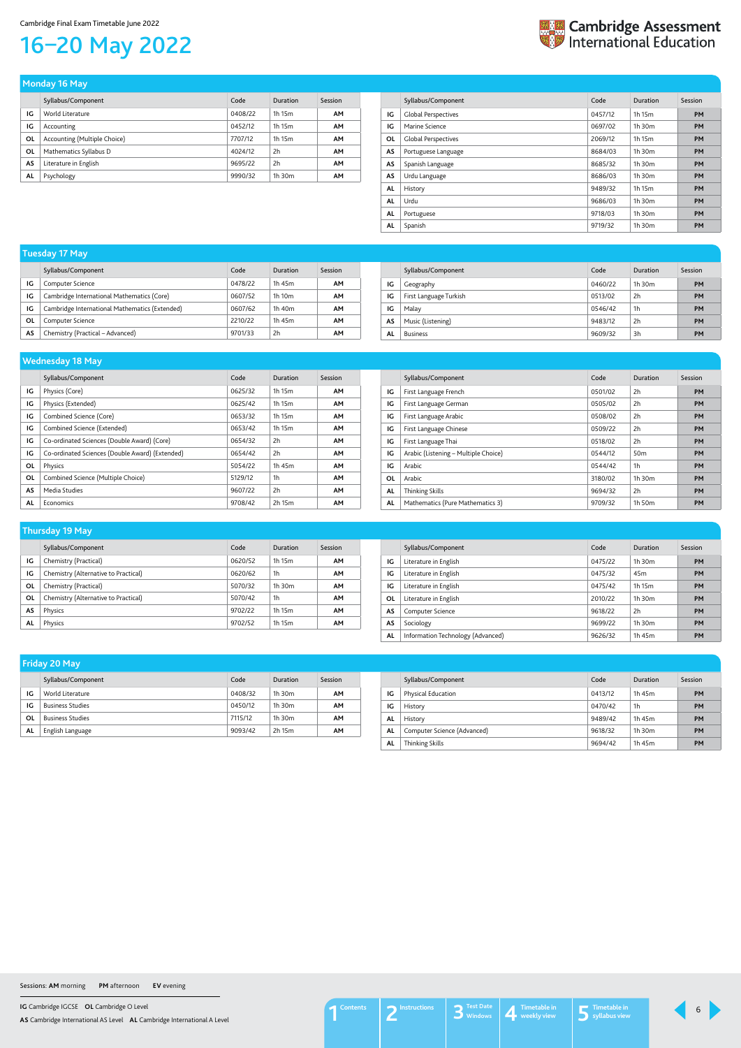Cambridge Final Exam Timetable June 2022

# 16–20 May 2022

## Monday 16 May

| | Syllabus/Component | Code | Duration | Session |
|---|---|---|---|---|
| IG | World Literature | 0408/22 | 1h 15m | AM |
| IG | Accounting | 0452/12 | 1h 15m | AM |
| OL | Accounting (Multiple Choice) | 7707/12 | 1h 15m | AM |
| OL | Mathematics Syllabus D | 4024/12 | 2h | AM |
| AS | Literature in English | 9695/22 | 2h | AM |
| AL | Psychology | 9990/32 | 1h 30m | AM |

| | Syllabus/Component | Code | Duration | Session |
|---|---|---|---|---|
| IG | Global Perspectives | 0457/12 | 1h 15m | PM |
| IG | Marine Science | 0697/02 | 1h 30m | PM |
| OL | Global Perspectives | 2069/12 | 1h 15m | PM |
| AS | Portuguese Language | 8684/03 | 1h 30m | PM |
| AS | Spanish Language | 8685/32 | 1h 30m | PM |
| AS | Urdu Language | 8686/03 | 1h 30m | PM |
| AL | History | 9489/32 | 1h 15m | PM |
| AL | Urdu | 9686/03 | 1h 30m | PM |
| AL | Portuguese | 9718/03 | 1h 30m | PM |
| AL | Spanish | 9719/32 | 1h 30m | PM |

## Tuesday 17 May

| | Syllabus/Component | Code | Duration | Session |
|---|---|---|---|---|
| IG | Computer Science | 0478/22 | 1h 45m | AM |
| IG | Cambridge International Mathematics (Core) | 0607/52 | 1h 10m | AM |
| IG | Cambridge International Mathematics (Extended) | 0607/62 | 1h 40m | AM |
| OL | Computer Science | 2210/22 | 1h 45m | AM |
| AS | Chemistry (Practical – Advanced) | 9701/33 | 2h | AM |

| | Syllabus/Component | Code | Duration | Session |
|---|---|---|---|---|
| IG | Geography | 0460/22 | 1h 30m | PM |
| IG | First Language Turkish | 0513/02 | 2h | PM |
| IG | Malay | 0546/42 | 1h | PM |
| AS | Music (Listening) | 9483/12 | 2h | PM |
| AL | Business | 9609/32 | 3h | PM |

## Wednesday 18 May

| | Syllabus/Component | Code | Duration | Session |
|---|---|---|---|---|
| IG | Physics (Core) | 0625/32 | 1h 15m | AM |
| IG | Physics (Extended) | 0625/42 | 1h 15m | AM |
| IG | Combined Science (Core) | 0653/32 | 1h 15m | AM |
| IG | Combined Science (Extended) | 0653/42 | 1h 15m | AM |
| IG | Co-ordinated Sciences (Double Award) (Core) | 0654/32 | 2h | AM |
| IG | Co-ordinated Sciences (Double Award) (Extended) | 0654/42 | 2h | AM |
| OL | Physics | 5054/22 | 1h 45m | AM |
| OL | Combined Science (Multiple Choice) | 5129/12 | 1h | AM |
| AS | Media Studies | 9607/22 | 2h | AM |
| AL | Economics | 9708/42 | 2h 15m | AM |

| | Syllabus/Component | Code | Duration | Session |
|---|---|---|---|---|
| IG | First Language French | 0501/02 | 2h | PM |
| IG | First Language German | 0505/02 | 2h | PM |
| IG | First Language Arabic | 0508/02 | 2h | PM |
| IG | First Language Chinese | 0509/22 | 2h | PM |
| IG | First Language Thai | 0518/02 | 2h | PM |
| IG | Arabic (Listening – Multiple Choice) | 0544/12 | 50m | PM |
| IG | Arabic | 0544/42 | 1h | PM |
| OL | Arabic | 3180/02 | 1h 30m | PM |
| AL | Thinking Skills | 9694/32 | 2h | PM |
| AL | Mathematics (Pure Mathematics 3) | 9709/32 | 1h 50m | PM |

## Thursday 19 May

| | Syllabus/Component | Code | Duration | Session |
|---|---|---|---|---|
| IG | Chemistry (Practical) | 0620/52 | 1h 15m | AM |
| IG | Chemistry (Alternative to Practical) | 0620/62 | 1h | AM |
| OL | Chemistry (Practical) | 5070/32 | 1h 30m | AM |
| OL | Chemistry (Alternative to Practical) | 5070/42 | 1h | AM |
| AS | Physics | 9702/22 | 1h 15m | AM |
| AL | Physics | 9702/52 | 1h 15m | AM |

| | Syllabus/Component | Code | Duration | Session |
|---|---|---|---|---|
| IG | Literature in English | 0475/22 | 1h 30m | PM |
| IG | Literature in English | 0475/32 | 45m | PM |
| IG | Literature in English | 0475/42 | 1h 15m | PM |
| OL | Literature in English | 2010/22 | 1h 30m | PM |
| AS | Computer Science | 9618/22 | 2h | PM |
| AS | Sociology | 9699/22 | 1h 30m | PM |
| AL | Information Technology (Advanced) | 9626/32 | 1h 45m | PM |

## Friday 20 May

| | Syllabus/Component | Code | Duration | Session |
|---|---|---|---|---|
| IG | World Literature | 0408/32 | 1h 30m | AM |
| IG | Business Studies | 0450/12 | 1h 30m | AM |
| OL | Business Studies | 7115/12 | 1h 30m | AM |
| AL | English Language | 9093/42 | 2h 15m | AM |

| | Syllabus/Component | Code | Duration | Session |
|---|---|---|---|---|
| IG | Physical Education | 0413/12 | 1h 45m | PM |
| IG | History | 0470/42 | 1h | PM |
| AL | History | 9489/42 | 1h 45m | PM |
| AL | Computer Science (Advanced) | 9618/32 | 1h 30m | PM |
| AL | Thinking Skills | 9694/42 | 1h 45m | PM |

Sessions: **AM** morning **PM** afternoon **EV** evening

**IG** Cambridge IGCSE **OL** Cambridge O Level
**AS** Cambridge International AS Level **AL** Cambridge International A Level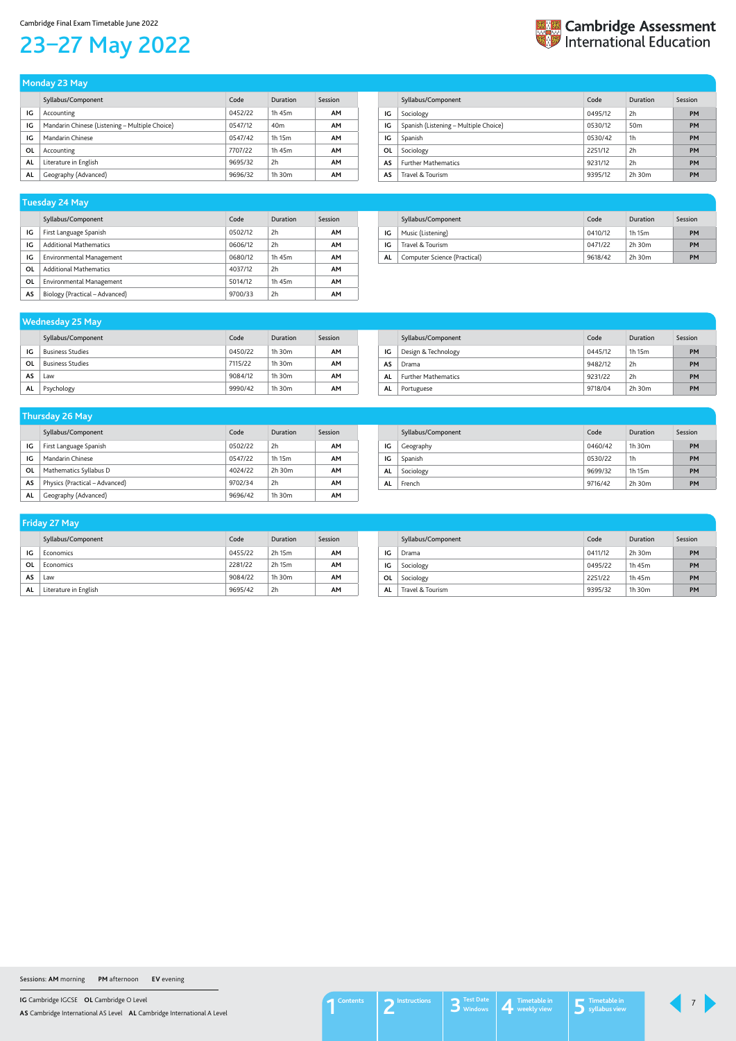# 23–27 May 2022

## Monday 23 May

| | Syllabus/Component | Code | Duration | Session |
|---|---|---|---|---|
| IG | Accounting | 0452/22 | 1h 45m | AM |
| IG | Mandarin Chinese (Listening – Multiple Choice) | 0547/12 | 40m | AM |
| IG | Mandarin Chinese | 0547/42 | 1h 15m | AM |
| OL | Accounting | 7707/22 | 1h 45m | AM |
| AL | Literature in English | 9695/32 | 2h | AM |
| AL | Geography (Advanced) | 9696/32 | 1h 30m | AM |

| | Syllabus/Component | Code | Duration | Session |
|---|---|---|---|---|
| IG | Sociology | 0495/12 | 2h | PM |
| IG | Spanish (Listening – Multiple Choice) | 0530/12 | 50m | PM |
| IG | Spanish | 0530/42 | 1h | PM |
| OL | Sociology | 2251/12 | 2h | PM |
| AS | Further Mathematics | 9231/12 | 2h | PM |
| AS | Travel & Tourism | 9395/12 | 2h 30m | PM |

## Tuesday 24 May

| | Syllabus/Component | Code | Duration | Session |
|---|---|---|---|---|
| IG | First Language Spanish | 0502/12 | 2h | AM |
| IG | Additional Mathematics | 0606/12 | 2h | AM |
| IG | Environmental Management | 0680/12 | 1h 45m | AM |
| OL | Additional Mathematics | 4037/12 | 2h | AM |
| OL | Environmental Management | 5014/12 | 1h 45m | AM |
| AS | Biology (Practical – Advanced) | 9700/33 | 2h | AM |

| | Syllabus/Component | Code | Duration | Session |
|---|---|---|---|---|
| IG | Music (Listening) | 0410/12 | 1h 15m | PM |
| IG | Travel & Tourism | 0471/22 | 2h 30m | PM |
| AL | Computer Science (Practical) | 9618/42 | 2h 30m | PM |

## Wednesday 25 May

| | Syllabus/Component | Code | Duration | Session |
|---|---|---|---|---|
| IG | Business Studies | 0450/22 | 1h 30m | AM |
| OL | Business Studies | 7115/22 | 1h 30m | AM |
| AS | Law | 9084/12 | 1h 30m | AM |
| AL | Psychology | 9990/42 | 1h 30m | AM |

| | Syllabus/Component | Code | Duration | Session |
|---|---|---|---|---|
| IG | Design & Technology | 0445/12 | 1h 15m | PM |
| AS | Drama | 9482/12 | 2h | PM |
| AL | Further Mathematics | 9231/22 | 2h | PM |
| AL | Portuguese | 9718/04 | 2h 30m | PM |

## Thursday 26 May

| | Syllabus/Component | Code | Duration | Session |
|---|---|---|---|---|
| IG | First Language Spanish | 0502/22 | 2h | AM |
| IG | Mandarin Chinese | 0547/22 | 1h 15m | AM |
| OL | Mathematics Syllabus D | 4024/22 | 2h 30m | AM |
| AS | Physics (Practical – Advanced) | 9702/34 | 2h | AM |
| AL | Geography (Advanced) | 9696/42 | 1h 30m | AM |

| | Syllabus/Component | Code | Duration | Session |
|---|---|---|---|---|
| IG | Geography | 0460/42 | 1h 30m | PM |
| IG | Spanish | 0530/22 | 1h | PM |
| AL | Sociology | 9699/32 | 1h 15m | PM |
| AL | French | 9716/42 | 2h 30m | PM |

## Friday 27 May

| | Syllabus/Component | Code | Duration | Session |
|---|---|---|---|---|
| IG | Economics | 0455/22 | 2h 15m | AM |
| OL | Economics | 2281/22 | 2h 15m | AM |
| AS | Law | 9084/22 | 1h 30m | AM |
| AL | Literature in English | 9695/42 | 2h | AM |

| | Syllabus/Component | Code | Duration | Session |
|---|---|---|---|---|
| IG | Drama | 0411/12 | 2h 30m | PM |
| IG | Sociology | 0495/22 | 1h 45m | PM |
| OL | Sociology | 2251/22 | 1h 45m | PM |
| AL | Travel & Tourism | 9395/32 | 1h 30m | PM |

Sessions: **AM** morning **PM** afternoon **EV** evening

**IG** Cambridge IGCSE **OL** Cambridge O Level
**AS** Cambridge International AS Level **AL** Cambridge International A Level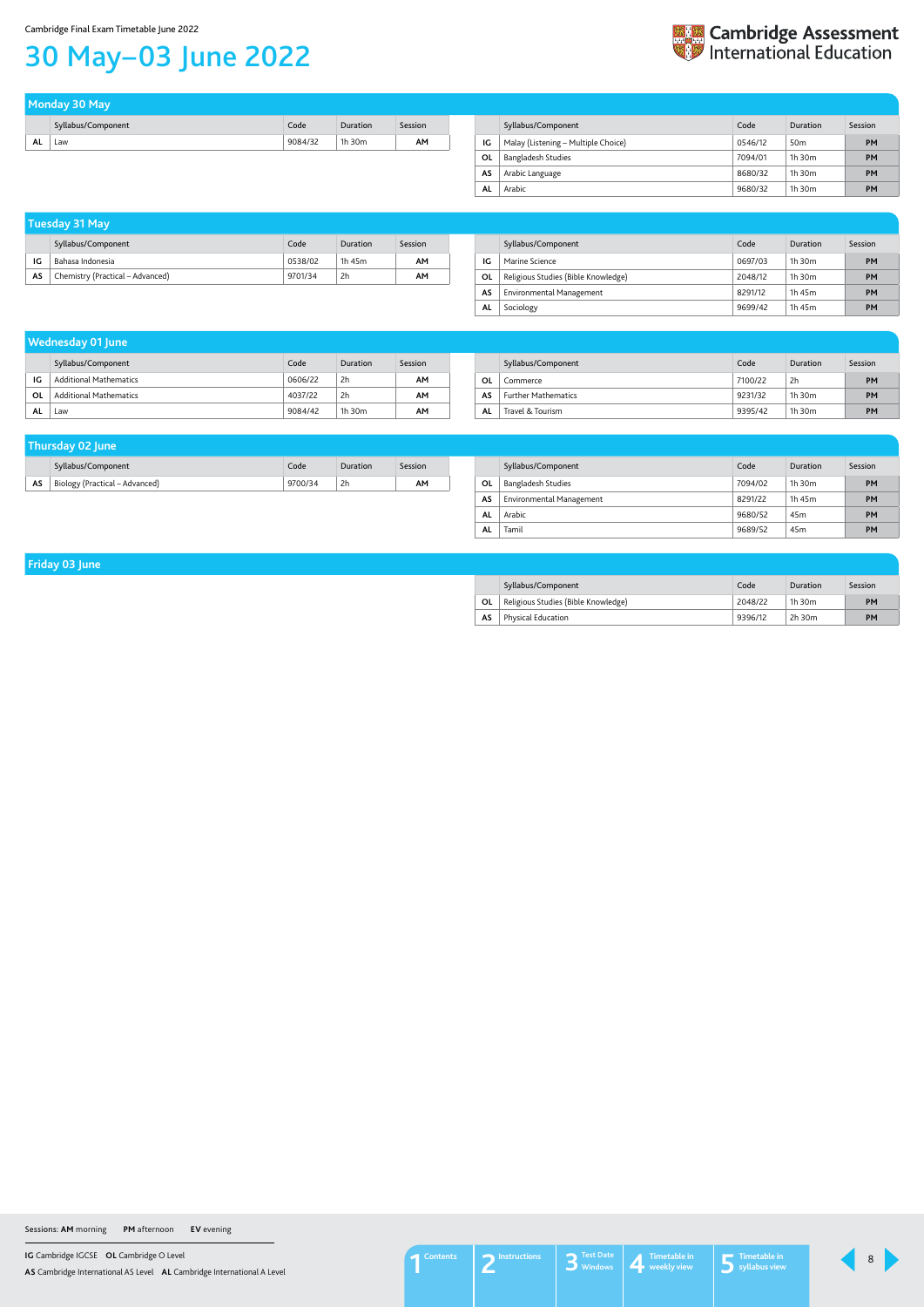Cambridge Final Exam Timetable June 2022

# 30 May–03 June 2022

## Monday 30 May

| | Syllabus/Component | Code | Duration | Session |
|---|---|---|---|---|
| AL | Law | 9084/32 | 1h 30m | AM |

| | Syllabus/Component | Code | Duration | Session |
|---|---|---|---|---|
| IG | Malay (Listening – Multiple Choice) | 0546/12 | 50m | PM |
| OL | Bangladesh Studies | 7094/01 | 1h 30m | PM |
| AS | Arabic Language | 8680/32 | 1h 30m | PM |
| AL | Arabic | 9680/32 | 1h 30m | PM |

## Tuesday 31 May

| | Syllabus/Component | Code | Duration | Session |
|---|---|---|---|---|
| IG | Bahasa Indonesia | 0538/02 | 1h 45m | AM |
| AS | Chemistry (Practical – Advanced) | 9701/34 | 2h | AM |

| | Syllabus/Component | Code | Duration | Session |
|---|---|---|---|---|
| IG | Marine Science | 0697/03 | 1h 30m | PM |
| OL | Religious Studies (Bible Knowledge) | 2048/12 | 1h 30m | PM |
| AS | Environmental Management | 8291/12 | 1h 45m | PM |
| AL | Sociology | 9699/42 | 1h 45m | PM |

## Wednesday 01 June

| | Syllabus/Component | Code | Duration | Session |
|---|---|---|---|---|
| IG | Additional Mathematics | 0606/22 | 2h | AM |
| OL | Additional Mathematics | 4037/22 | 2h | AM |
| AL | Law | 9084/42 | 1h 30m | AM |

| | Syllabus/Component | Code | Duration | Session |
|---|---|---|---|---|
| OL | Commerce | 7100/22 | 2h | PM |
| AS | Further Mathematics | 9231/32 | 1h 30m | PM |
| AL | Travel & Tourism | 9395/42 | 1h 30m | PM |

## Thursday 02 June

| | Syllabus/Component | Code | Duration | Session |
|---|---|---|---|---|
| AS | Biology (Practical – Advanced) | 9700/34 | 2h | AM |

| | Syllabus/Component | Code | Duration | Session |
|---|---|---|---|---|
| OL | Bangladesh Studies | 7094/02 | 1h 30m | PM |
| AS | Environmental Management | 8291/22 | 1h 45m | PM |
| AL | Arabic | 9680/52 | 45m | PM |
| AL | Tamil | 9689/52 | 45m | PM |

## Friday 03 June

| | Syllabus/Component | Code | Duration | Session |
|---|---|---|---|---|
| OL | Religious Studies (Bible Knowledge) | 2048/22 | 1h 30m | PM |
| AS | Physical Education | 9396/12 | 2h 30m | PM |

Sessions: **AM** morning **PM** afternoon **EV** evening

**IG** Cambridge IGCSE **OL** Cambridge O Level
**AS** Cambridge International AS Level **AL** Cambridge International A Level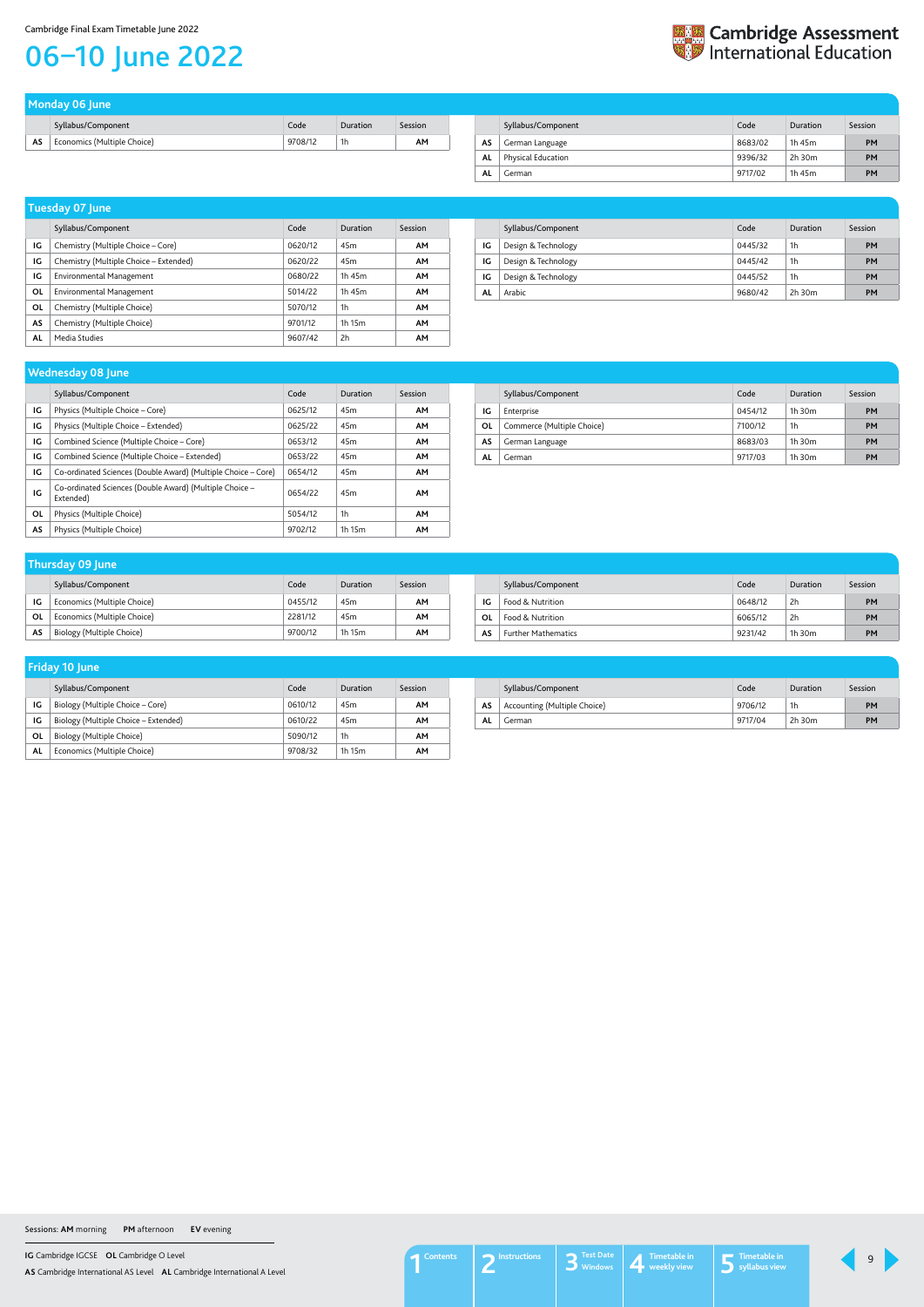Cambridge Final Exam Timetable June 2022

# 06–10 June 2022

## Monday 06 June

| | Syllabus/Component | Code | Duration | Session |
|---|---|---|---|---|
| AS | Economics (Multiple Choice) | 9708/12 | 1h | AM |

| | Syllabus/Component | Code | Duration | Session |
|---|---|---|---|---|
| AS | German Language | 8683/02 | 1h 45m | PM |
| AL | Physical Education | 9396/32 | 2h 30m | PM |
| AL | German | 9717/02 | 1h 45m | PM |

## Tuesday 07 June

| | Syllabus/Component | Code | Duration | Session |
|---|---|---|---|---|
| IG | Chemistry (Multiple Choice – Core) | 0620/12 | 45m | AM |
| IG | Chemistry (Multiple Choice – Extended) | 0620/22 | 45m | AM |
| IG | Environmental Management | 0680/22 | 1h 45m | AM |
| OL | Environmental Management | 5014/22 | 1h 45m | AM |
| OL | Chemistry (Multiple Choice) | 5070/12 | 1h | AM |
| AS | Chemistry (Multiple Choice) | 9701/12 | 1h 15m | AM |
| AL | Media Studies | 9607/42 | 2h | AM |

| | Syllabus/Component | Code | Duration | Session |
|---|---|---|---|---|
| IG | Design & Technology | 0445/32 | 1h | PM |
| IG | Design & Technology | 0445/42 | 1h | PM |
| IG | Design & Technology | 0445/52 | 1h | PM |
| AL | Arabic | 9680/42 | 2h 30m | PM |

## Wednesday 08 June

| | Syllabus/Component | Code | Duration | Session |
|---|---|---|---|---|
| IG | Physics (Multiple Choice – Core) | 0625/12 | 45m | AM |
| IG | Physics (Multiple Choice – Extended) | 0625/22 | 45m | AM |
| IG | Combined Science (Multiple Choice – Core) | 0653/12 | 45m | AM |
| IG | Combined Science (Multiple Choice – Extended) | 0653/22 | 45m | AM |
| IG | Co-ordinated Sciences (Double Award) (Multiple Choice – Core) | 0654/12 | 45m | AM |
| IG | Co-ordinated Sciences (Double Award) (Multiple Choice – Extended) | 0654/22 | 45m | AM |
| OL | Physics (Multiple Choice) | 5054/12 | 1h | AM |
| AS | Physics (Multiple Choice) | 9702/12 | 1h 15m | AM |

| | Syllabus/Component | Code | Duration | Session |
|---|---|---|---|---|
| IG | Enterprise | 0454/12 | 1h 30m | PM |
| OL | Commerce (Multiple Choice) | 7100/12 | 1h | PM |
| AS | German Language | 8683/03 | 1h 30m | PM |
| AL | German | 9717/03 | 1h 30m | PM |

## Thursday 09 June

| | Syllabus/Component | Code | Duration | Session |
|---|---|---|---|---|
| IG | Economics (Multiple Choice) | 0455/12 | 45m | AM |
| OL | Economics (Multiple Choice) | 2281/12 | 45m | AM |
| AS | Biology (Multiple Choice) | 9700/12 | 1h 15m | AM |

| | Syllabus/Component | Code | Duration | Session |
|---|---|---|---|---|
| IG | Food & Nutrition | 0648/12 | 2h | PM |
| OL | Food & Nutrition | 6065/12 | 2h | PM |
| AS | Further Mathematics | 9231/42 | 1h 30m | PM |

## Friday 10 June

| | Syllabus/Component | Code | Duration | Session |
|---|---|---|---|---|
| IG | Biology (Multiple Choice – Core) | 0610/12 | 45m | AM |
| IG | Biology (Multiple Choice – Extended) | 0610/22 | 45m | AM |
| OL | Biology (Multiple Choice) | 5090/12 | 1h | AM |
| AL | Economics (Multiple Choice) | 9708/32 | 1h 15m | AM |

| | Syllabus/Component | Code | Duration | Session |
|---|---|---|---|---|
| AS | Accounting (Multiple Choice) | 9706/12 | 1h | PM |
| AL | German | 9717/04 | 2h 30m | PM |

Sessions: **AM** morning **PM** afternoon **EV** evening

**IG** Cambridge IGCSE **OL** Cambridge O Level
**AS** Cambridge International AS Level **AL** Cambridge International A Level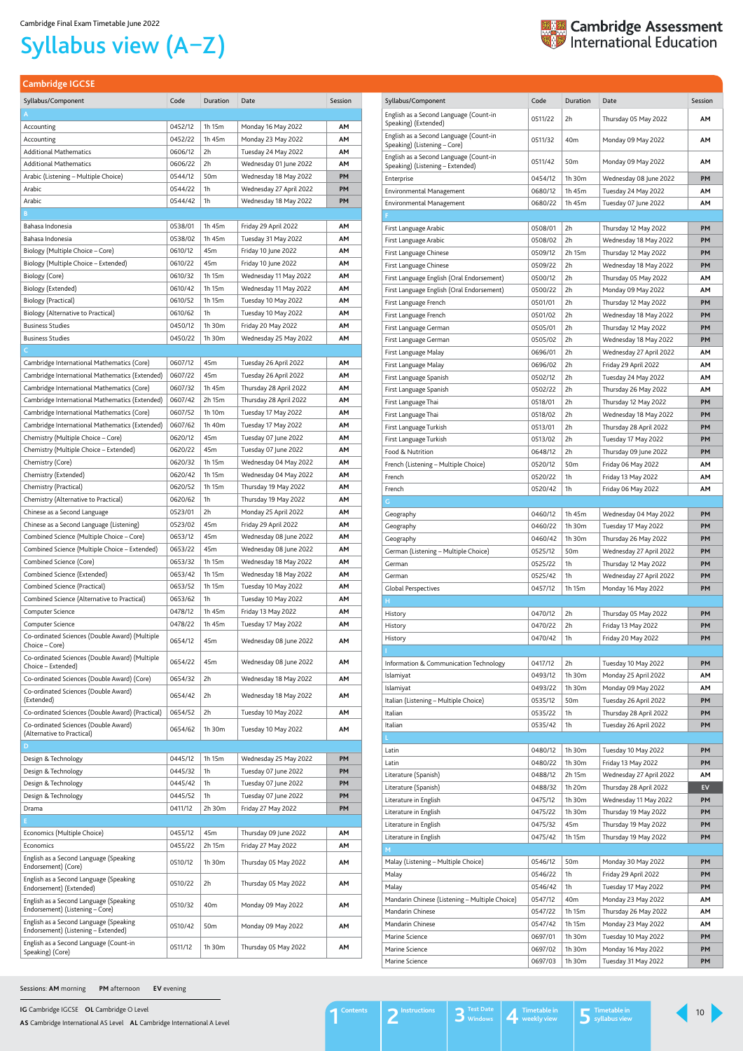Cambridge Final Exam Timetable June 2022

# Syllabus view (A–Z)

## Cambridge IGCSE

| Syllabus/Component | Code | Duration | Date | Session |
|---|---|---|---|---|
| **A** | | | | |
| Accounting | 0452/12 | 1h 15m | Monday 16 May 2022 | AM |
| Accounting | 0452/22 | 1h 45m | Monday 23 May 2022 | AM |
| Additional Mathematics | 0606/12 | 2h | Tuesday 24 May 2022 | AM |
| Additional Mathematics | 0606/22 | 2h | Wednesday 01 June 2022 | AM |
| Arabic (Listening – Multiple Choice) | 0544/12 | 50m | Wednesday 18 May 2022 | PM |
| Arabic | 0544/22 | 1h | Wednesday 27 April 2022 | PM |
| Arabic | 0544/42 | 1h | Wednesday 18 May 2022 | PM |
| **B** | | | | |
| Bahasa Indonesia | 0538/01 | 1h 45m | Friday 29 April 2022 | AM |
| Bahasa Indonesia | 0538/02 | 1h 45m | Tuesday 31 May 2022 | AM |
| Biology (Multiple Choice – Core) | 0610/12 | 45m | Friday 10 June 2022 | AM |
| Biology (Multiple Choice – Extended) | 0610/22 | 45m | Friday 10 June 2022 | AM |
| Biology (Core) | 0610/32 | 1h 15m | Wednesday 11 May 2022 | AM |
| Biology (Extended) | 0610/42 | 1h 15m | Wednesday 11 May 2022 | AM |
| Biology (Practical) | 0610/52 | 1h 15m | Tuesday 10 May 2022 | AM |
| Biology (Alternative to Practical) | 0610/62 | 1h | Tuesday 10 May 2022 | AM |
| Business Studies | 0450/12 | 1h 30m | Friday 20 May 2022 | AM |
| Business Studies | 0450/22 | 1h 30m | Wednesday 25 May 2022 | AM |
| **C** | | | | |
| Cambridge International Mathematics (Core) | 0607/12 | 45m | Tuesday 26 April 2022 | AM |
| Cambridge International Mathematics (Extended) | 0607/22 | 45m | Tuesday 26 April 2022 | AM |
| Cambridge International Mathematics (Core) | 0607/32 | 1h 45m | Thursday 28 April 2022 | AM |
| Cambridge International Mathematics (Extended) | 0607/42 | 2h 15m | Thursday 28 April 2022 | AM |
| Cambridge International Mathematics (Core) | 0607/52 | 1h 10m | Tuesday 17 May 2022 | AM |
| Cambridge International Mathematics (Extended) | 0607/62 | 1h 40m | Tuesday 17 May 2022 | AM |
| Chemistry (Multiple Choice – Core) | 0620/12 | 45m | Tuesday 07 June 2022 | AM |
| Chemistry (Multiple Choice – Extended) | 0620/22 | 45m | Tuesday 07 June 2022 | AM |
| Chemistry (Core) | 0620/32 | 1h 15m | Wednesday 04 May 2022 | AM |
| Chemistry (Extended) | 0620/42 | 1h 15m | Wednesday 04 May 2022 | AM |
| Chemistry (Practical) | 0620/52 | 1h 15m | Thursday 19 May 2022 | AM |
| Chemistry (Alternative to Practical) | 0620/62 | 1h | Thursday 19 May 2022 | AM |
| Chinese as a Second Language | 0523/01 | 2h | Monday 25 April 2022 | AM |
| Chinese as a Second Language (Listening) | 0523/02 | 45m | Friday 29 April 2022 | AM |
| Combined Science (Multiple Choice – Core) | 0653/12 | 45m | Wednesday 08 June 2022 | AM |
| Combined Science (Multiple Choice – Extended) | 0653/22 | 45m | Wednesday 08 June 2022 | AM |
| Combined Science (Core) | 0653/32 | 1h 15m | Wednesday 18 May 2022 | AM |
| Combined Science (Extended) | 0653/42 | 1h 15m | Wednesday 18 May 2022 | AM |
| Combined Science (Practical) | 0653/52 | 1h 15m | Tuesday 10 May 2022 | AM |
| Combined Science (Alternative to Practical) | 0653/62 | 1h | Tuesday 10 May 2022 | AM |
| Computer Science | 0478/12 | 1h 45m | Friday 13 May 2022 | AM |
| Computer Science | 0478/22 | 1h 45m | Tuesday 17 May 2022 | AM |
| Co-ordinated Sciences (Double Award) (Multiple Choice – Core) | 0654/12 | 45m | Wednesday 08 June 2022 | AM |
| Co-ordinated Sciences (Double Award) (Multiple Choice – Extended) | 0654/22 | 45m | Wednesday 08 June 2022 | AM |
| Co-ordinated Sciences (Double Award) (Core) | 0654/32 | 2h | Wednesday 18 May 2022 | AM |
| Co-ordinated Sciences (Double Award) (Extended) | 0654/42 | 2h | Wednesday 18 May 2022 | AM |
| Co-ordinated Sciences (Double Award) (Practical) | 0654/52 | 2h | Tuesday 10 May 2022 | AM |
| Co-ordinated Sciences (Double Award) (Alternative to Practical) | 0654/62 | 1h 30m | Tuesday 10 May 2022 | AM |
| **D** | | | | |
| Design & Technology | 0445/12 | 1h 15m | Wednesday 25 May 2022 | PM |
| Design & Technology | 0445/32 | 1h | Tuesday 07 June 2022 | PM |
| Design & Technology | 0445/42 | 1h | Tuesday 07 June 2022 | PM |
| Design & Technology | 0445/52 | 1h | Tuesday 07 June 2022 | PM |
| Drama | 0411/12 | 2h 30m | Friday 27 May 2022 | PM |
| **E** | | | | |
| Economics (Multiple Choice) | 0455/12 | 45m | Thursday 09 June 2022 | AM |
| Economics | 0455/22 | 2h 15m | Friday 27 May 2022 | AM |
| English as a Second Language (Speaking Endorsement) (Core) | 0510/12 | 1h 30m | Thursday 05 May 2022 | AM |
| English as a Second Language (Speaking Endorsement) (Extended) | 0510/22 | 2h | Thursday 05 May 2022 | AM |
| English as a Second Language (Speaking Endorsement) (Listening – Core) | 0510/32 | 40m | Monday 09 May 2022 | AM |
| English as a Second Language (Speaking Endorsement) (Listening – Extended) | 0510/42 | 50m | Monday 09 May 2022 | AM |
| English as a Second Language (Count-in Speaking) (Core) | 0511/12 | 1h 30m | Thursday 05 May 2022 | AM |
| English as a Second Language (Count-in Speaking) (Extended) | 0511/22 | 2h | Thursday 05 May 2022 | AM |
| English as a Second Language (Count-in Speaking) (Listening – Core) | 0511/32 | 40m | Monday 09 May 2022 | AM |
| English as a Second Language (Count-in Speaking) (Listening – Extended) | 0511/42 | 50m | Monday 09 May 2022 | AM |
| Enterprise | 0454/12 | 1h 30m | Wednesday 08 June 2022 | PM |
| Environmental Management | 0680/12 | 1h 45m | Tuesday 24 May 2022 | AM |
| Environmental Management | 0680/22 | 1h 45m | Tuesday 07 June 2022 | AM |
| **F** | | | | |
| First Language Arabic | 0508/01 | 2h | Thursday 12 May 2022 | PM |
| First Language Arabic | 0508/02 | 2h | Wednesday 18 May 2022 | PM |
| First Language Chinese | 0509/12 | 2h 15m | Thursday 12 May 2022 | PM |
| First Language Chinese | 0509/22 | 2h | Wednesday 18 May 2022 | PM |
| First Language English (Oral Endorsement) | 0500/12 | 2h | Thursday 05 May 2022 | AM |
| First Language English (Oral Endorsement) | 0500/22 | 2h | Monday 09 May 2022 | AM |
| First Language French | 0501/01 | 2h | Thursday 12 May 2022 | PM |
| First Language French | 0501/02 | 2h | Wednesday 18 May 2022 | PM |
| First Language German | 0505/01 | 2h | Thursday 12 May 2022 | PM |
| First Language German | 0505/02 | 2h | Wednesday 18 May 2022 | PM |
| First Language Malay | 0696/01 | 2h | Wednesday 27 April 2022 | AM |
| First Language Malay | 0696/02 | 2h | Friday 29 April 2022 | AM |
| First Language Spanish | 0502/12 | 2h | Tuesday 24 May 2022 | AM |
| First Language Spanish | 0502/22 | 2h | Thursday 26 May 2022 | AM |
| First Language Thai | 0518/01 | 2h | Thursday 12 May 2022 | PM |
| First Language Thai | 0518/02 | 2h | Wednesday 18 May 2022 | PM |
| First Language Turkish | 0513/01 | 2h | Thursday 28 April 2022 | PM |
| First Language Turkish | 0513/02 | 2h | Tuesday 17 May 2022 | PM |
| Food & Nutrition | 0648/12 | 2h | Thursday 09 June 2022 | PM |
| French (Listening – Multiple Choice) | 0520/12 | 50m | Friday 06 May 2022 | AM |
| French | 0520/22 | 1h | Friday 13 May 2022 | AM |
| French | 0520/42 | 1h | Friday 06 May 2022 | AM |
| **G** | | | | |
| Geography | 0460/12 | 1h 45m | Wednesday 04 May 2022 | PM |
| Geography | 0460/22 | 1h 30m | Tuesday 17 May 2022 | PM |
| Geography | 0460/42 | 1h 30m | Thursday 26 May 2022 | PM |
| German (Listening – Multiple Choice) | 0525/12 | 50m | Wednesday 27 April 2022 | PM |
| German | 0525/22 | 1h | Thursday 12 May 2022 | PM |
| German | 0525/42 | 1h | Wednesday 27 April 2022 | PM |
| Global Perspectives | 0457/12 | 1h 15m | Monday 16 May 2022 | PM |
| **H** | | | | |
| History | 0470/12 | 2h | Thursday 05 May 2022 | PM |
| History | 0470/22 | 2h | Friday 13 May 2022 | PM |
| History | 0470/42 | 1h | Friday 20 May 2022 | PM |
| **I** | | | | |
| Information & Communication Technology | 0417/12 | 2h | Tuesday 10 May 2022 | PM |
| Islamiyat | 0493/12 | 1h 30m | Monday 25 April 2022 | AM |
| Islamiyat | 0493/22 | 1h 30m | Monday 09 May 2022 | AM |
| Italian (Listening – Multiple Choice) | 0535/12 | 50m | Tuesday 26 April 2022 | PM |
| Italian | 0535/22 | 1h | Thursday 28 April 2022 | PM |
| Italian | 0535/42 | 1h | Tuesday 26 April 2022 | PM |
| **L** | | | | |
| Latin | 0480/12 | 1h 30m | Tuesday 10 May 2022 | PM |
| Latin | 0480/22 | 1h 30m | Friday 13 May 2022 | PM |
| Literature (Spanish) | 0488/12 | 2h 15m | Wednesday 27 April 2022 | AM |
| Literature (Spanish) | 0488/32 | 1h 20m | Thursday 28 April 2022 | EV |
| Literature in English | 0475/12 | 1h 30m | Wednesday 11 May 2022 | PM |
| Literature in English | 0475/22 | 1h 30m | Thursday 19 May 2022 | PM |
| Literature in English | 0475/32 | 45m | Thursday 19 May 2022 | PM |
| Literature in English | 0475/42 | 1h 15m | Thursday 19 May 2022 | PM |
| **M** | | | | |
| Malay (Listening – Multiple Choice) | 0546/12 | 50m | Monday 30 May 2022 | PM |
| Malay | 0546/22 | 1h | Friday 29 April 2022 | PM |
| Malay | 0546/42 | 1h | Tuesday 17 May 2022 | PM |
| Mandarin Chinese (Listening – Multiple Choice) | 0547/12 | 40m | Monday 23 May 2022 | AM |
| Mandarin Chinese | 0547/22 | 1h 15m | Thursday 26 May 2022 | AM |
| Mandarin Chinese | 0547/42 | 1h 15m | Monday 23 May 2022 | AM |
| Marine Science | 0697/01 | 1h 30m | Tuesday 10 May 2022 | PM |
| Marine Science | 0697/02 | 1h 30m | Monday 16 May 2022 | PM |
| Marine Science | 0697/03 | 1h 30m | Tuesday 31 May 2022 | PM |

Sessions: **AM** morning **PM** afternoon **EV** evening

**IG** Cambridge IGCSE **OL** Cambridge O Level
**AS** Cambridge International AS Level **AL** Cambridge International A Level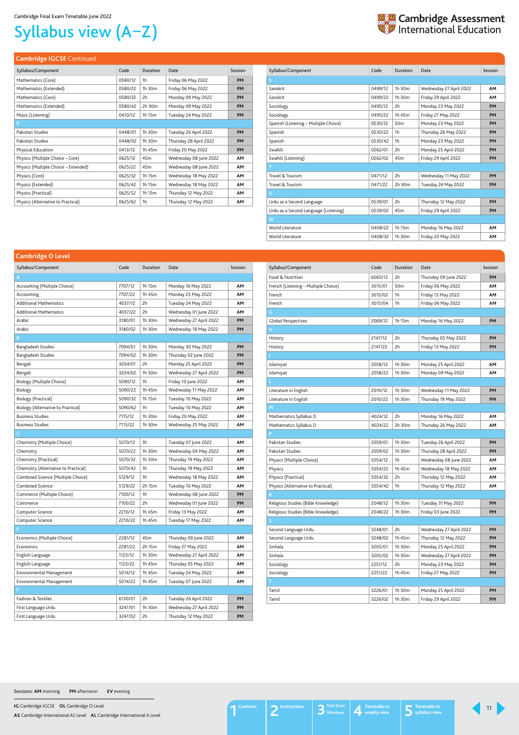Cambridge Final Exam Timetable June 2022

# Syllabus view (A–Z)

## Cambridge IGCSE Continued

| Syllabus/Component | Code | Duration | Date | Session |
|---|---|---|---|---|
| Mathematics (Core) | 0580/12 | 1h | Friday 06 May 2022 | PM |
| Mathematics (Extended) | 0580/22 | 1h 30m | Friday 06 May 2022 | PM |
| Mathematics (Core) | 0580/32 | 2h | Monday 09 May 2022 | PM |
| Mathematics (Extended) | 0580/42 | 2h 30m | Monday 09 May 2022 | PM |
| Music (Listening) | 0410/12 | 1h 15m | Tuesday 24 May 2022 | PM |
| P | | | | |
| Pakistan Studies | 0448/01 | 1h 30m | Tuesday 26 April 2022 | PM |
| Pakistan Studies | 0448/02 | 1h 30m | Thursday 28 April 2022 | PM |
| Physical Education | 0413/12 | 1h 45m | Friday 20 May 2022 | PM |
| Physics (Multiple Choice – Core) | 0625/12 | 45m | Wednesday 08 June 2022 | AM |
| Physics (Multiple Choice – Extended) | 0625/22 | 45m | Wednesday 08 June 2022 | AM |
| Physics (Core) | 0625/32 | 1h 15m | Wednesday 18 May 2022 | AM |
| Physics (Extended) | 0625/42 | 1h 15m | Wednesday 18 May 2022 | AM |
| Physics (Practical) | 0625/52 | 1h 15m | Thursday 12 May 2022 | AM |
| Physics (Alternative to Practical) | 0625/62 | 1h | Thursday 12 May 2022 | AM |
| S | | | | |
| Sanskrit | 0499/12 | 1h 30m | Wednesday 27 April 2022 | AM |
| Sanskrit | 0499/22 | 1h 30m | Friday 29 April 2022 | AM |
| Sociology | 0495/12 | 2h | Monday 23 May 2022 | PM |
| Sociology | 0495/22 | 1h 45m | Friday 27 May 2022 | PM |
| Spanish (Listening – Multiple Choice) | 0530/12 | 50m | Monday 23 May 2022 | PM |
| Spanish | 0530/22 | 1h | Thursday 26 May 2022 | PM |
| Spanish | 0530/42 | 1h | Monday 23 May 2022 | PM |
| Swahili | 0262/01 | 2h | Monday 25 April 2022 | PM |
| Swahili (Listening) | 0262/02 | 45m | Friday 29 April 2022 | PM |
| T | | | | |
| Travel & Tourism | 0471/12 | 2h | Wednesday 11 May 2022 | PM |
| Travel & Tourism | 0471/22 | 2h 30m | Tuesday 24 May 2022 | PM |
| U | | | | |
| Urdu as a Second Language | 0539/01 | 2h | Thursday 12 May 2022 | PM |
| Urdu as a Second Language (Listening) | 0539/02 | 45m | Friday 29 April 2022 | PM |
| W | | | | |
| World Literature | 0408/22 | 1h 15m | Monday 16 May 2022 | AM |
| World Literature | 0408/32 | 1h 30m | Friday 20 May 2022 | AM |

## Cambridge O Level

| Syllabus/Component | Code | Duration | Date | Session |
|---|---|---|---|---|
| A | | | | |
| Accounting (Multiple Choice) | 7707/12 | 1h 15m | Monday 16 May 2022 | AM |
| Accounting | 7707/22 | 1h 45m | Monday 23 May 2022 | AM |
| Additional Mathematics | 4037/12 | 2h | Tuesday 24 May 2022 | AM |
| Additional Mathematics | 4037/22 | 2h | Wednesday 01 June 2022 | AM |
| Arabic | 3180/01 | 1h 30m | Wednesday 27 April 2022 | PM |
| Arabic | 3180/02 | 1h 30m | Wednesday 18 May 2022 | PM |
| B | | | | |
| Bangladesh Studies | 7094/01 | 1h 30m | Monday 30 May 2022 | PM |
| Bangladesh Studies | 7094/02 | 1h 30m | Thursday 02 June 2022 | PM |
| Bengali | 3204/01 | 2h | Monday 25 April 2022 | PM |
| Bengali | 3204/02 | 1h 30m | Wednesday 27 April 2022 | PM |
| Biology (Multiple Choice) | 5090/12 | 1h | Friday 10 June 2022 | AM |
| Biology | 5090/22 | 1h 45m | Wednesday 11 May 2022 | AM |
| Biology (Practical) | 5090/32 | 1h 15m | Tuesday 10 May 2022 | AM |
| Biology (Alternative to Practical) | 5090/62 | 1h | Tuesday 10 May 2022 | AM |
| Business Studies | 7115/12 | 1h 30m | Friday 20 May 2022 | AM |
| Business Studies | 7115/22 | 1h 30m | Wednesday 25 May 2022 | AM |
| C | | | | |
| Chemistry (Multiple Choice) | 5070/12 | 1h | Tuesday 07 June 2022 | AM |
| Chemistry | 5070/22 | 1h 30m | Wednesday 04 May 2022 | AM |
| Chemistry (Practical) | 5070/32 | 1h 30m | Thursday 19 May 2022 | AM |
| Chemistry (Alternative to Practical) | 5070/42 | 1h | Thursday 19 May 2022 | AM |
| Combined Science (Multiple Choice) | 5129/12 | 1h | Wednesday 18 May 2022 | AM |
| Combined Science | 5129/22 | 2h 15m | Tuesday 10 May 2022 | AM |
| Commerce (Multiple Choice) | 7100/12 | 1h | Wednesday 08 June 2022 | PM |
| Commerce | 7100/22 | 2h | Wednesday 01 June 2022 | PM |
| Computer Science | 2210/12 | 1h 45m | Friday 13 May 2022 | AM |
| Computer Science | 2210/22 | 1h 45m | Tuesday 17 May 2022 | AM |
| E | | | | |
| Economics (Multiple Choice) | 2281/12 | 45m | Thursday 09 June 2022 | AM |
| Economics | 2281/22 | 2h 15m | Friday 27 May 2022 | AM |
| English Language | 1123/12 | 1h 30m | Wednesday 27 April 2022 | AM |
| English Language | 1123/22 | 1h 45m | Thursday 05 May 2022 | AM |
| Environmental Management | 5014/12 | 1h 45m | Tuesday 24 May 2022 | AM |
| Environmental Management | 5014/22 | 1h 45m | Tuesday 07 June 2022 | AM |
| F | | | | |
| Fashion & Textiles | 6130/01 | 2h | Tuesday 26 April 2022 | PM |
| First Language Urdu | 3247/01 | 1h 30m | Wednesday 27 April 2022 | PM |
| First Language Urdu | 3247/02 | 2h | Thursday 12 May 2022 | PM |
| Food & Nutrition | 6065/12 | 2h | Thursday 09 June 2022 | PM |
| French (Listening – Multiple Choice) | 3015/01 | 50m | Friday 06 May 2022 | AM |
| French | 3015/02 | 1h | Friday 13 May 2022 | AM |
| French | 3015/04 | 1h | Friday 06 May 2022 | AM |
| G | | | | |
| Global Perspectives | 2069/12 | 1h 15m | Monday 16 May 2022 | PM |
| H | | | | |
| History | 2147/12 | 2h | Thursday 05 May 2022 | PM |
| History | 2147/22 | 2h | Friday 13 May 2022 | PM |
| I | | | | |
| Islamiyat | 2058/12 | 1h 30m | Monday 25 April 2022 | AM |
| Islamiyat | 2058/22 | 1h 30m | Monday 09 May 2022 | AM |
| L | | | | |
| Literature in English | 2010/12 | 1h 30m | Wednesday 11 May 2022 | PM |
| Literature in English | 2010/22 | 1h 30m | Thursday 19 May 2022 | PM |
| M | | | | |
| Mathematics Syllabus D | 4024/12 | 2h | Monday 16 May 2022 | AM |
| Mathematics Syllabus D | 4024/22 | 2h 30m | Thursday 26 May 2022 | AM |
| P | | | | |
| Pakistan Studies | 2059/01 | 1h 30m | Tuesday 26 April 2022 | PM |
| Pakistan Studies | 2059/02 | 1h 30m | Thursday 28 April 2022 | PM |
| Physics (Multiple Choice) | 5054/12 | 1h | Wednesday 08 June 2022 | AM |
| Physics | 5054/22 | 1h 45m | Wednesday 18 May 2022 | AM |
| Physics (Practical) | 5054/32 | 2h | Thursday 12 May 2022 | AM |
| Physics (Alternative to Practical) | 5054/42 | 1h | Thursday 12 May 2022 | AM |
| R | | | | |
| Religious Studies (Bible Knowledge) | 2048/12 | 1h 30m | Tuesday 31 May 2022 | PM |
| Religious Studies (Bible Knowledge) | 2048/22 | 1h 30m | Friday 03 June 2022 | PM |
| S | | | | |
| Second Language Urdu | 3248/01 | 2h | Wednesday 27 April 2022 | PM |
| Second Language Urdu | 3248/02 | 1h 45m | Thursday 12 May 2022 | PM |
| Sinhala | 3205/01 | 1h 30m | Monday 25 April 2022 | PM |
| Sinhala | 3205/02 | 1h 30m | Wednesday 27 April 2022 | PM |
| Sociology | 2251/12 | 2h | Monday 23 May 2022 | PM |
| Sociology | 2251/22 | 1h 45m | Friday 27 May 2022 | PM |
| T | | | | |
| Tamil | 3226/01 | 1h 30m | Monday 25 April 2022 | PM |
| Tamil | 3226/02 | 1h 30m | Friday 29 April 2022 | PM |

Sessions: **AM** morning **PM** afternoon **EV** evening

**IG** Cambridge IGCSE **OL** Cambridge O Level
**AS** Cambridge International AS Level **AL** Cambridge International A Level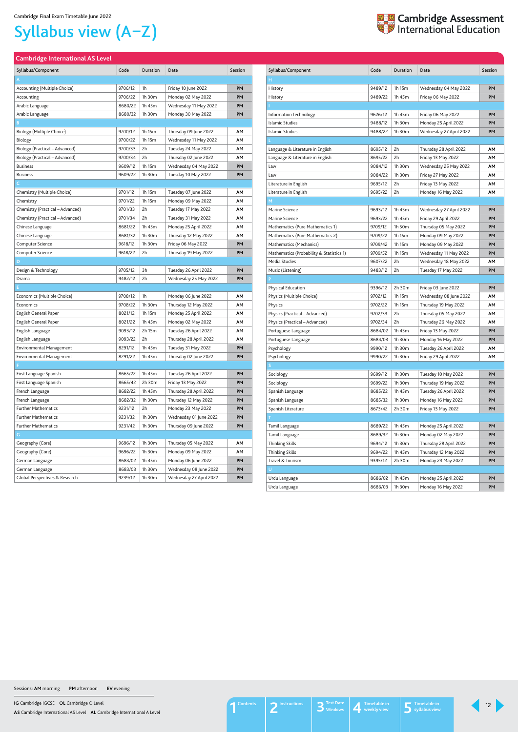Cambridge Final Exam Timetable June 2022

# Syllabus view (A–Z)

## Cambridge International AS Level

| Syllabus/Component | Code | Duration | Date | Session |
|---|---|---|---|---|
| **A** | | | | |
| Accounting (Multiple Choice) | 9706/12 | 1h | Friday 10 June 2022 | PM |
| Accounting | 9706/22 | 1h 30m | Monday 02 May 2022 | PM |
| Arabic Language | 8680/22 | 1h 45m | Wednesday 11 May 2022 | PM |
| Arabic Language | 8680/32 | 1h 30m | Monday 30 May 2022 | PM |
| **B** | | | | |
| Biology (Multiple Choice) | 9700/12 | 1h 15m | Thursday 09 June 2022 | AM |
| Biology | 9700/22 | 1h 15m | Wednesday 11 May 2022 | AM |
| Biology (Practical – Advanced) | 9700/33 | 2h | Tuesday 24 May 2022 | AM |
| Biology (Practical – Advanced) | 9700/34 | 2h | Thursday 02 June 2022 | AM |
| Business | 9609/12 | 1h 15m | Wednesday 04 May 2022 | PM |
| Business | 9609/22 | 1h 30m | Tuesday 10 May 2022 | PM |
| **C** | | | | |
| Chemistry (Multiple Choice) | 9701/12 | 1h 15m | Tuesday 07 June 2022 | AM |
| Chemistry | 9701/22 | 1h 15m | Monday 09 May 2022 | AM |
| Chemistry (Practical – Advanced) | 9701/33 | 2h | Tuesday 17 May 2022 | AM |
| Chemistry (Practical – Advanced) | 9701/34 | 2h | Tuesday 31 May 2022 | AM |
| Chinese Language | 8681/22 | 1h 45m | Monday 25 April 2022 | AM |
| Chinese Language | 8681/32 | 1h 30m | Thursday 12 May 2022 | AM |
| Computer Science | 9618/12 | 1h 30m | Friday 06 May 2022 | PM |
| Computer Science | 9618/22 | 2h | Thursday 19 May 2022 | PM |
| **D** | | | | |
| Design & Technology | 9705/12 | 3h | Tuesday 26 April 2022 | PM |
| Drama | 9482/12 | 2h | Wednesday 25 May 2022 | PM |
| **E** | | | | |
| Economics (Multiple Choice) | 9708/12 | 1h | Monday 06 June 2022 | AM |
| Economics | 9708/22 | 1h 30m | Thursday 12 May 2022 | AM |
| English General Paper | 8021/12 | 1h 15m | Monday 25 April 2022 | AM |
| English General Paper | 8021/22 | 1h 45m | Monday 02 May 2022 | AM |
| English Language | 9093/12 | 2h 15m | Tuesday 26 April 2022 | AM |
| English Language | 9093/22 | 2h | Thursday 28 April 2022 | AM |
| Environmental Management | 8291/12 | 1h 45m | Tuesday 31 May 2022 | PM |
| Environmental Management | 8291/22 | 1h 45m | Thursday 02 June 2022 | PM |
| **F** | | | | |
| First Language Spanish | 8665/22 | 1h 45m | Tuesday 26 April 2022 | PM |
| First Language Spanish | 8665/42 | 2h 30m | Friday 13 May 2022 | PM |
| French Language | 8682/22 | 1h 45m | Thursday 28 April 2022 | PM |
| French Language | 8682/32 | 1h 30m | Thursday 12 May 2022 | PM |
| Further Mathematics | 9231/12 | 2h | Monday 23 May 2022 | PM |
| Further Mathematics | 9231/32 | 1h 30m | Wednesday 01 June 2022 | PM |
| Further Mathematics | 9231/42 | 1h 30m | Thursday 09 June 2022 | PM |
| **G** | | | | |
| Geography (Core) | 9696/12 | 1h 30m | Thursday 05 May 2022 | AM |
| Geography (Core) | 9696/22 | 1h 30m | Monday 09 May 2022 | AM |
| German Language | 8683/02 | 1h 45m | Monday 06 June 2022 | PM |
| German Language | 8683/03 | 1h 30m | Wednesday 08 June 2022 | PM |
| Global Perspectives & Research | 9239/12 | 1h 30m | Wednesday 27 April 2022 | PM |
| **H** | | | | |
| History | 9489/12 | 1h 15m | Wednesday 04 May 2022 | PM |
| History | 9489/22 | 1h 45m | Friday 06 May 2022 | PM |
| **I** | | | | |
| Information Technology | 9626/12 | 1h 45m | Friday 06 May 2022 | PM |
| Islamic Studies | 9488/12 | 1h 30m | Monday 25 April 2022 | PM |
| Islamic Studies | 9488/22 | 1h 30m | Wednesday 27 April 2022 | PM |
| **L** | | | | |
| Language & Literature in English | 8695/12 | 2h | Thursday 28 April 2022 | AM |
| Language & Literature in English | 8695/22 | 2h | Friday 13 May 2022 | AM |
| Law | 9084/12 | 1h 30m | Wednesday 25 May 2022 | AM |
| Law | 9084/22 | 1h 30m | Friday 27 May 2022 | AM |
| Literature in English | 9695/12 | 2h | Friday 13 May 2022 | AM |
| Literature in English | 9695/22 | 2h | Monday 16 May 2022 | AM |
| **M** | | | | |
| Marine Science | 9693/12 | 1h 45m | Wednesday 27 April 2022 | PM |
| Marine Science | 9693/22 | 1h 45m | Friday 29 April 2022 | PM |
| Mathematics (Pure Mathematics 1) | 9709/12 | 1h 50m | Thursday 05 May 2022 | PM |
| Mathematics (Pure Mathematics 2) | 9709/22 | 1h 15m | Monday 09 May 2022 | PM |
| Mathematics (Mechanics) | 9709/42 | 1h 15m | Monday 09 May 2022 | PM |
| Mathematics (Probability & Statistics 1) | 9709/52 | 1h 15m | Wednesday 11 May 2022 | PM |
| Media Studies | 9607/22 | 2h | Wednesday 18 May 2022 | AM |
| Music (Listening) | 9483/12 | 2h | Tuesday 17 May 2022 | PM |
| **P** | | | | |
| Physical Education | 9396/12 | 2h 30m | Friday 03 June 2022 | PM |
| Physics (Multiple Choice) | 9702/12 | 1h 15m | Wednesday 08 June 2022 | AM |
| Physics | 9702/22 | 1h 15m | Thursday 19 May 2022 | AM |
| Physics (Practical – Advanced) | 9702/33 | 2h | Thursday 05 May 2022 | AM |
| Physics (Practical – Advanced) | 9702/34 | 2h | Thursday 26 May 2022 | AM |
| Portuguese Language | 8684/02 | 1h 45m | Friday 13 May 2022 | PM |
| Portuguese Language | 8684/03 | 1h 30m | Monday 16 May 2022 | PM |
| Psychology | 9990/12 | 1h 30m | Tuesday 26 April 2022 | AM |
| Psychology | 9990/22 | 1h 30m | Friday 29 April 2022 | AM |
| **S** | | | | |
| Sociology | 9699/12 | 1h 30m | Tuesday 10 May 2022 | PM |
| Sociology | 9699/22 | 1h 30m | Thursday 19 May 2022 | PM |
| Spanish Language | 8685/22 | 1h 45m | Tuesday 26 April 2022 | PM |
| Spanish Language | 8685/32 | 1h 30m | Monday 16 May 2022 | PM |
| Spanish Literature | 8673/42 | 2h 30m | Friday 13 May 2022 | PM |
| **T** | | | | |
| Tamil Language | 8689/22 | 1h 45m | Monday 25 April 2022 | PM |
| Tamil Language | 8689/32 | 1h 30m | Monday 02 May 2022 | PM |
| Thinking Skills | 9694/12 | 1h 30m | Thursday 28 April 2022 | PM |
| Thinking Skills | 9694/22 | 1h 30m | Thursday 12 May 2022 | PM |
| Travel & Tourism | 9395/12 | 2h 30m | Monday 23 May 2022 | PM |
| **U** | | | | |
| Urdu Language | 8686/02 | 1h 45m | Monday 25 April 2022 | PM |
| Urdu Language | 8686/03 | 1h 30m | Monday 16 May 2022 | PM |

Sessions: **AM** morning **PM** afternoon **EV** evening

**IG** Cambridge IGCSE **OL** Cambridge O Level
**AS** Cambridge International AS Level **AL** Cambridge International A Level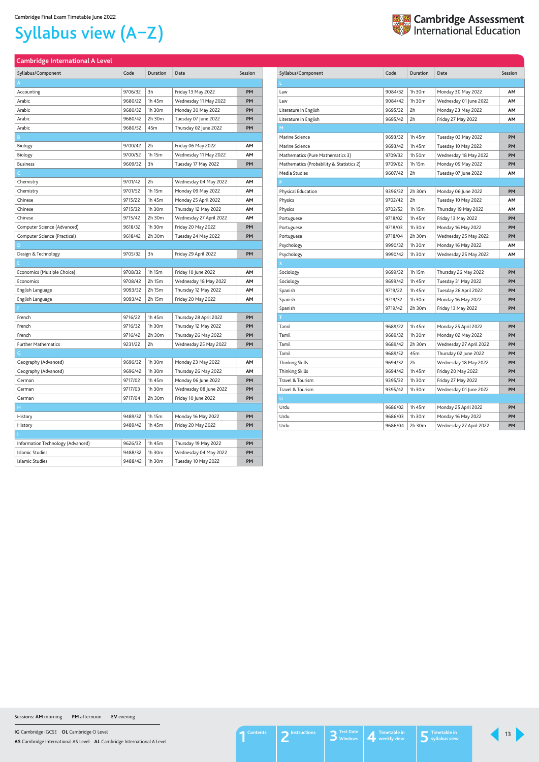Cambridge Final Exam Timetable June 2022

# Syllabus view (A–Z)

Cambridge Assessment International Education

## Cambridge International A Level

| Syllabus/Component | Code | Duration | Date | Session |
|---|---|---|---|---|
| **A** | | | | |
| Accounting | 9706/32 | 3h | Friday 13 May 2022 | PM |
| Arabic | 9680/22 | 1h 45m | Wednesday 11 May 2022 | PM |
| Arabic | 9680/32 | 1h 30m | Monday 30 May 2022 | PM |
| Arabic | 9680/42 | 2h 30m | Tuesday 07 June 2022 | PM |
| Arabic | 9680/52 | 45m | Thursday 02 June 2022 | PM |
| **B** | | | | |
| Biology | 9700/42 | 2h | Friday 06 May 2022 | AM |
| Biology | 9700/52 | 1h 15m | Wednesday 11 May 2022 | AM |
| Business | 9609/32 | 3h | Tuesday 17 May 2022 | PM |
| **C** | | | | |
| Chemistry | 9701/42 | 2h | Wednesday 04 May 2022 | AM |
| Chemistry | 9701/52 | 1h 15m | Monday 09 May 2022 | AM |
| Chinese | 9715/22 | 1h 45m | Monday 25 April 2022 | AM |
| Chinese | 9715/32 | 1h 30m | Thursday 12 May 2022 | AM |
| Chinese | 9715/42 | 2h 30m | Wednesday 27 April 2022 | AM |
| Computer Science (Advanced) | 9618/32 | 1h 30m | Friday 20 May 2022 | PM |
| Computer Science (Practical) | 9618/42 | 2h 30m | Tuesday 24 May 2022 | PM |
| **D** | | | | |
| Design & Technology | 9705/32 | 3h | Friday 29 April 2022 | PM |
| **E** | | | | |
| Economics (Multiple Choice) | 9708/32 | 1h 15m | Friday 10 June 2022 | AM |
| Economics | 9708/42 | 2h 15m | Wednesday 18 May 2022 | AM |
| English Language | 9093/32 | 2h 15m | Thursday 12 May 2022 | AM |
| English Language | 9093/42 | 2h 15m | Friday 20 May 2022 | AM |
| **F** | | | | |
| French | 9716/22 | 1h 45m | Thursday 28 April 2022 | PM |
| French | 9716/32 | 1h 30m | Thursday 12 May 2022 | PM |
| French | 9716/42 | 2h 30m | Thursday 26 May 2022 | PM |
| Further Mathematics | 9231/22 | 2h | Wednesday 25 May 2022 | PM |
| **G** | | | | |
| Geography (Advanced) | 9696/32 | 1h 30m | Monday 23 May 2022 | AM |
| Geography (Advanced) | 9696/42 | 1h 30m | Thursday 26 May 2022 | AM |
| German | 9717/02 | 1h 45m | Monday 06 June 2022 | PM |
| German | 9717/03 | 1h 30m | Wednesday 08 June 2022 | PM |
| German | 9717/04 | 2h 30m | Friday 10 June 2022 | PM |
| **H** | | | | |
| History | 9489/32 | 1h 15m | Monday 16 May 2022 | PM |
| History | 9489/42 | 1h 45m | Friday 20 May 2022 | PM |
| **I** | | | | |
| Information Technology (Advanced) | 9626/32 | 1h 45m | Thursday 19 May 2022 | PM |
| Islamic Studies | 9488/32 | 1h 30m | Wednesday 04 May 2022 | PM |
| Islamic Studies | 9488/42 | 1h 30m | Tuesday 10 May 2022 | PM |
| **L** | | | | |
| Law | 9084/32 | 1h 30m | Monday 30 May 2022 | AM |
| Law | 9084/42 | 1h 30m | Wednesday 01 June 2022 | AM |
| Literature in English | 9695/32 | 2h | Monday 23 May 2022 | AM |
| Literature in English | 9695/42 | 2h | Friday 27 May 2022 | AM |
| **M** | | | | |
| Marine Science | 9693/32 | 1h 45m | Tuesday 03 May 2022 | PM |
| Marine Science | 9693/42 | 1h 45m | Tuesday 10 May 2022 | PM |
| Mathematics (Pure Mathematics 3) | 9709/32 | 1h 50m | Wednesday 18 May 2022 | PM |
| Mathematics (Probability & Statistics 2) | 9709/62 | 1h 15m | Monday 09 May 2022 | PM |
| Media Studies | 9607/42 | 2h | Tuesday 07 June 2022 | AM |
| **P** | | | | |
| Physical Education | 9396/32 | 2h 30m | Monday 06 June 2022 | PM |
| Physics | 9702/42 | 2h | Tuesday 10 May 2022 | AM |
| Physics | 9702/52 | 1h 15m | Thursday 19 May 2022 | AM |
| Portuguese | 9718/02 | 1h 45m | Friday 13 May 2022 | PM |
| Portuguese | 9718/03 | 1h 30m | Monday 16 May 2022 | PM |
| Portuguese | 9718/04 | 2h 30m | Wednesday 25 May 2022 | PM |
| Psychology | 9990/32 | 1h 30m | Monday 16 May 2022 | AM |
| Psychology | 9990/42 | 1h 30m | Wednesday 25 May 2022 | AM |
| **S** | | | | |
| Sociology | 9699/32 | 1h 15m | Thursday 26 May 2022 | PM |
| Sociology | 9699/42 | 1h 45m | Tuesday 31 May 2022 | PM |
| Spanish | 9719/22 | 1h 45m | Tuesday 26 April 2022 | PM |
| Spanish | 9719/32 | 1h 30m | Monday 16 May 2022 | PM |
| Spanish | 9719/42 | 2h 30m | Friday 13 May 2022 | PM |
| **T** | | | | |
| Tamil | 9689/22 | 1h 45m | Monday 25 April 2022 | PM |
| Tamil | 9689/32 | 1h 30m | Monday 02 May 2022 | PM |
| Tamil | 9689/42 | 2h 30m | Wednesday 27 April 2022 | PM |
| Tamil | 9689/52 | 45m | Thursday 02 June 2022 | PM |
| Thinking Skills | 9694/32 | 2h | Wednesday 18 May 2022 | PM |
| Thinking Skills | 9694/42 | 1h 45m | Friday 20 May 2022 | PM |
| Travel & Tourism | 9395/32 | 1h 30m | Friday 27 May 2022 | PM |
| Travel & Tourism | 9395/42 | 1h 30m | Wednesday 01 June 2022 | PM |
| **U** | | | | |
| Urdu | 9686/02 | 1h 45m | Monday 25 April 2022 | PM |
| Urdu | 9686/03 | 1h 30m | Monday 16 May 2022 | PM |
| Urdu | 9686/04 | 2h 30m | Wednesday 27 April 2022 | PM |

Sessions: **AM** morning **PM** afternoon **EV** evening

**IG** Cambridge IGCSE **OL** Cambridge O Level
**AS** Cambridge International AS Level **AL** Cambridge International A Level

1 Contents | 2 Instructions | 3 Test Date Windows | 4 Timetable in weekly view | 5 Timetable in syllabus view